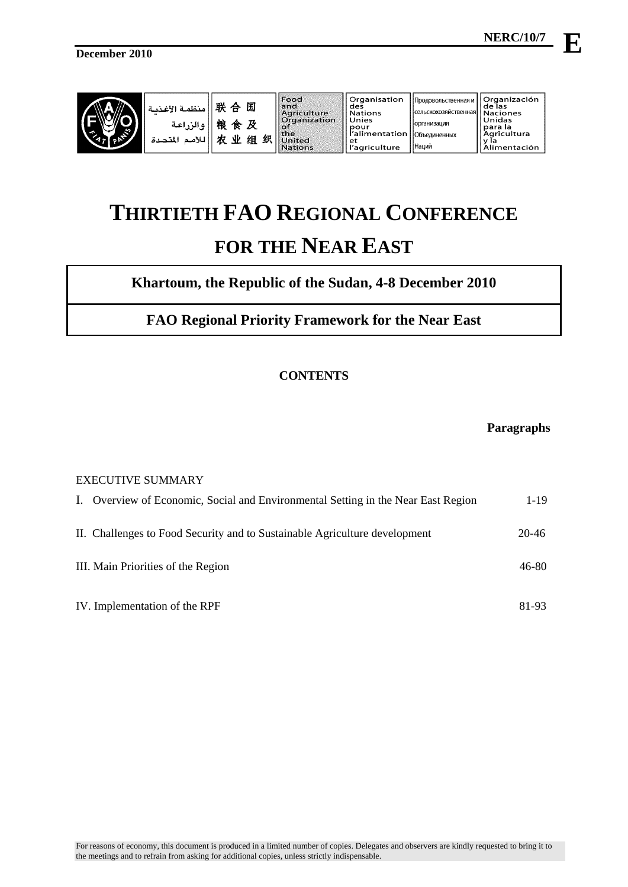**NERC/10/7** **E**

**December 2010**

| منظمة الأغذية والزراعة للأمم المتحدة | 联合国粮食及农业组织 | Food and Agriculture Organization of the United Nations | Organisation des Nations Unies pour l'alimentation et l'agriculture | Продовольственная и сельскохозяйственная организация Объединенных Наций | Organización de las Naciones Unidas para la Agricultura y la Alimentación |
|---|---|---|---|---|---|

# THIRTIETH FAO REGIONAL CONFERENCE FOR THE NEAR EAST

## Khartoum, the Republic of the Sudan, 4-8 December 2010

## FAO Regional Priority Framework for the Near East

### CONTENTS

| | **Paragraphs** |
|---|---|
| EXECUTIVE SUMMARY | |
| I. Overview of Economic, Social and Environmental Setting in the Near East Region | 1-19 |
| II. Challenges to Food Security and to Sustainable Agriculture development | 20-46 |
| III. Main Priorities of the Region | 46-80 |
| IV. Implementation of the RPF | 81-93 |

For reasons of economy, this document is produced in a limited number of copies. Delegates and observers are kindly requested to bring it to the meetings and to refrain from asking for additional copies, unless strictly indispensable.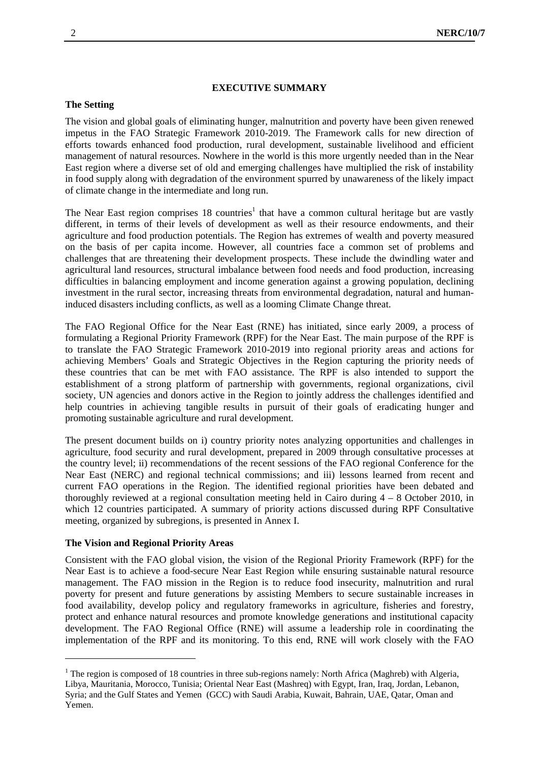## EXECUTIVE SUMMARY

### The Setting

The vision and global goals of eliminating hunger, malnutrition and poverty have been given renewed impetus in the FAO Strategic Framework 2010-2019. The Framework calls for new direction of efforts towards enhanced food production, rural development, sustainable livelihood and efficient management of natural resources. Nowhere in the world is this more urgently needed than in the Near East region where a diverse set of old and emerging challenges have multiplied the risk of instability in food supply along with degradation of the environment spurred by unawareness of the likely impact of climate change in the intermediate and long run.

The Near East region comprises 18 countries[1] that have a common cultural heritage but are vastly different, in terms of their levels of development as well as their resource endowments, and their agriculture and food production potentials. The Region has extremes of wealth and poverty measured on the basis of per capita income. However, all countries face a common set of problems and challenges that are threatening their development prospects. These include the dwindling water and agricultural land resources, structural imbalance between food needs and food production, increasing difficulties in balancing employment and income generation against a growing population, declining investment in the rural sector, increasing threats from environmental degradation, natural and human-induced disasters including conflicts, as well as a looming Climate Change threat.

The FAO Regional Office for the Near East (RNE) has initiated, since early 2009, a process of formulating a Regional Priority Framework (RPF) for the Near East. The main purpose of the RPF is to translate the FAO Strategic Framework 2010-2019 into regional priority areas and actions for achieving Members' Goals and Strategic Objectives in the Region capturing the priority needs of these countries that can be met with FAO assistance. The RPF is also intended to support the establishment of a strong platform of partnership with governments, regional organizations, civil society, UN agencies and donors active in the Region to jointly address the challenges identified and help countries in achieving tangible results in pursuit of their goals of eradicating hunger and promoting sustainable agriculture and rural development.

The present document builds on i) country priority notes analyzing opportunities and challenges in agriculture, food security and rural development, prepared in 2009 through consultative processes at the country level; ii) recommendations of the recent sessions of the FAO regional Conference for the Near East (NERC) and regional technical commissions; and iii) lessons learned from recent and current FAO operations in the Region. The identified regional priorities have been debated and thoroughly reviewed at a regional consultation meeting held in Cairo during 4 – 8 October 2010, in which 12 countries participated. A summary of priority actions discussed during RPF Consultative meeting, organized by subregions, is presented in Annex I.

### The Vision and Regional Priority Areas

Consistent with the FAO global vision, the vision of the Regional Priority Framework (RPF) for the Near East is to achieve a food-secure Near East Region while ensuring sustainable natural resource management. The FAO mission in the Region is to reduce food insecurity, malnutrition and rural poverty for present and future generations by assisting Members to secure sustainable increases in food availability, develop policy and regulatory frameworks in agriculture, fisheries and forestry, protect and enhance natural resources and promote knowledge generations and institutional capacity development. The FAO Regional Office (RNE) will assume a leadership role in coordinating the implementation of the RPF and its monitoring. To this end, RNE will work closely with the FAO

---

[1] The region is composed of 18 countries in three sub-regions namely: North Africa (Maghreb) with Algeria, Libya, Mauritania, Morocco, Tunisia; Oriental Near East (Mashreq) with Egypt, Iran, Iraq, Jordan, Lebanon, Syria; and the Gulf States and Yemen (GCC) with Saudi Arabia, Kuwait, Bahrain, UAE, Qatar, Oman and Yemen.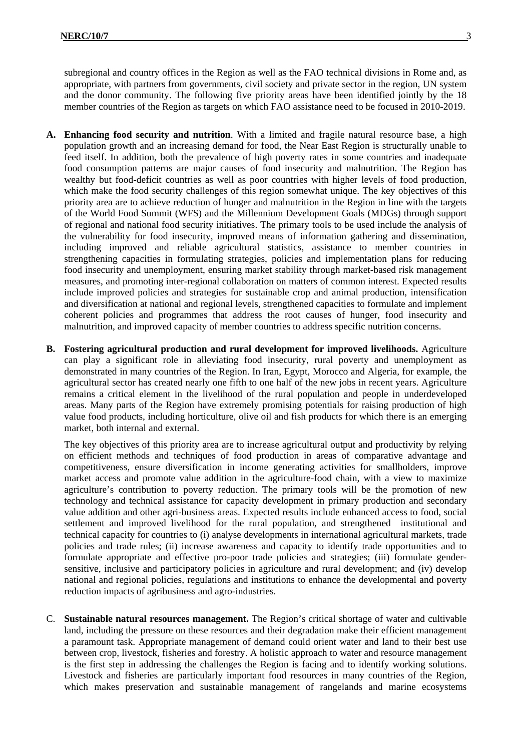subregional and country offices in the Region as well as the FAO technical divisions in Rome and, as appropriate, with partners from governments, civil society and private sector in the region, UN system and the donor community. The following five priority areas have been identified jointly by the 18 member countries of the Region as targets on which FAO assistance need to be focused in 2010-2019.

**A. Enhancing food security and nutrition**. With a limited and fragile natural resource base, a high population growth and an increasing demand for food, the Near East Region is structurally unable to feed itself. In addition, both the prevalence of high poverty rates in some countries and inadequate food consumption patterns are major causes of food insecurity and malnutrition. The Region has wealthy but food-deficit countries as well as poor countries with higher levels of food production, which make the food security challenges of this region somewhat unique. The key objectives of this priority area are to achieve reduction of hunger and malnutrition in the Region in line with the targets of the World Food Summit (WFS) and the Millennium Development Goals (MDGs) through support of regional and national food security initiatives. The primary tools to be used include the analysis of the vulnerability for food insecurity, improved means of information gathering and dissemination, including improved and reliable agricultural statistics, assistance to member countries in strengthening capacities in formulating strategies, policies and implementation plans for reducing food insecurity and unemployment, ensuring market stability through market-based risk management measures, and promoting inter-regional collaboration on matters of common interest. Expected results include improved policies and strategies for sustainable crop and animal production, intensification and diversification at national and regional levels, strengthened capacities to formulate and implement coherent policies and programmes that address the root causes of hunger, food insecurity and malnutrition, and improved capacity of member countries to address specific nutrition concerns.

**B. Fostering agricultural production and rural development for improved livelihoods.** Agriculture can play a significant role in alleviating food insecurity, rural poverty and unemployment as demonstrated in many countries of the Region. In Iran, Egypt, Morocco and Algeria, for example, the agricultural sector has created nearly one fifth to one half of the new jobs in recent years. Agriculture remains a critical element in the livelihood of the rural population and people in underdeveloped areas. Many parts of the Region have extremely promising potentials for raising production of high value food products, including horticulture, olive oil and fish products for which there is an emerging market, both internal and external.

The key objectives of this priority area are to increase agricultural output and productivity by relying on efficient methods and techniques of food production in areas of comparative advantage and competitiveness, ensure diversification in income generating activities for smallholders, improve market access and promote value addition in the agriculture-food chain, with a view to maximize agriculture's contribution to poverty reduction. The primary tools will be the promotion of new technology and technical assistance for capacity development in primary production and secondary value addition and other agri-business areas. Expected results include enhanced access to food, social settlement and improved livelihood for the rural population, and strengthened institutional and technical capacity for countries to (i) analyse developments in international agricultural markets, trade policies and trade rules; (ii) increase awareness and capacity to identify trade opportunities and to formulate appropriate and effective pro-poor trade policies and strategies; (iii) formulate gender-sensitive, inclusive and participatory policies in agriculture and rural development; and (iv) develop national and regional policies, regulations and institutions to enhance the developmental and poverty reduction impacts of agribusiness and agro-industries.

C. **Sustainable natural resources management.** The Region's critical shortage of water and cultivable land, including the pressure on these resources and their degradation make their efficient management a paramount task. Appropriate management of demand could orient water and land to their best use between crop, livestock, fisheries and forestry. A holistic approach to water and resource management is the first step in addressing the challenges the Region is facing and to identify working solutions. Livestock and fisheries are particularly important food resources in many countries of the Region, which makes preservation and sustainable management of rangelands and marine ecosystems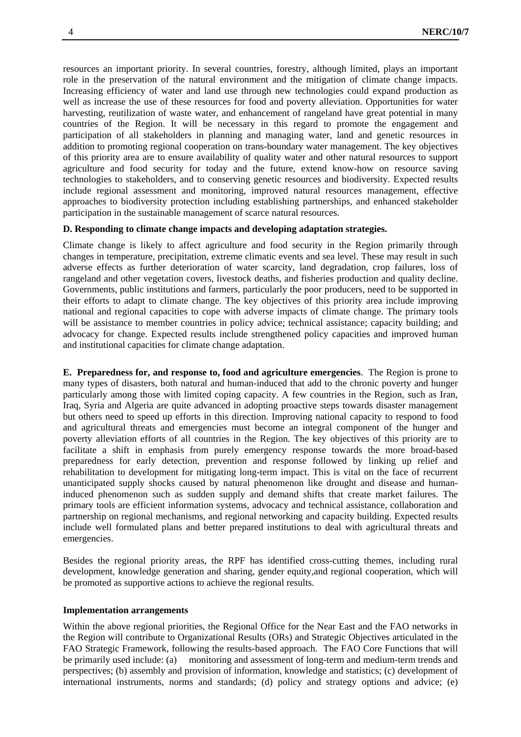resources an important priority. In several countries, forestry, although limited, plays an important role in the preservation of the natural environment and the mitigation of climate change impacts. Increasing efficiency of water and land use through new technologies could expand production as well as increase the use of these resources for food and poverty alleviation. Opportunities for water harvesting, reutilization of waste water, and enhancement of rangeland have great potential in many countries of the Region. It will be necessary in this regard to promote the engagement and participation of all stakeholders in planning and managing water, land and genetic resources in addition to promoting regional cooperation on trans-boundary water management. The key objectives of this priority area are to ensure availability of quality water and other natural resources to support agriculture and food security for today and the future, extend know-how on resource saving technologies to stakeholders, and to conserving genetic resources and biodiversity. Expected results include regional assessment and monitoring, improved natural resources management, effective approaches to biodiversity protection including establishing partnerships, and enhanced stakeholder participation in the sustainable management of scarce natural resources.

**D. Responding to climate change impacts and developing adaptation strategies.**

Climate change is likely to affect agriculture and food security in the Region primarily through changes in temperature, precipitation, extreme climatic events and sea level. These may result in such adverse effects as further deterioration of water scarcity, land degradation, crop failures, loss of rangeland and other vegetation covers, livestock deaths, and fisheries production and quality decline. Governments, public institutions and farmers, particularly the poor producers, need to be supported in their efforts to adapt to climate change. The key objectives of this priority area include improving national and regional capacities to cope with adverse impacts of climate change. The primary tools will be assistance to member countries in policy advice; technical assistance; capacity building; and advocacy for change. Expected results include strengthened policy capacities and improved human and institutional capacities for climate change adaptation.

**E. Preparedness for, and response to, food and agriculture emergencies**. The Region is prone to many types of disasters, both natural and human-induced that add to the chronic poverty and hunger particularly among those with limited coping capacity. A few countries in the Region, such as Iran, Iraq, Syria and Algeria are quite advanced in adopting proactive steps towards disaster management but others need to speed up efforts in this direction. Improving national capacity to respond to food and agricultural threats and emergencies must become an integral component of the hunger and poverty alleviation efforts of all countries in the Region. The key objectives of this priority are to facilitate a shift in emphasis from purely emergency response towards the more broad-based preparedness for early detection, prevention and response followed by linking up relief and rehabilitation to development for mitigating long-term impact. This is vital on the face of recurrent unanticipated supply shocks caused by natural phenomenon like drought and disease and human-induced phenomenon such as sudden supply and demand shifts that create market failures. The primary tools are efficient information systems, advocacy and technical assistance, collaboration and partnership on regional mechanisms, and regional networking and capacity building. Expected results include well formulated plans and better prepared institutions to deal with agricultural threats and emergencies.

Besides the regional priority areas, the RPF has identified cross-cutting themes, including rural development, knowledge generation and sharing, gender equity,and regional cooperation, which will be promoted as supportive actions to achieve the regional results.

**Implementation arrangements**

Within the above regional priorities, the Regional Office for the Near East and the FAO networks in the Region will contribute to Organizational Results (ORs) and Strategic Objectives articulated in the FAO Strategic Framework, following the results-based approach. The FAO Core Functions that will be primarily used include: (a) monitoring and assessment of long-term and medium-term trends and perspectives; (b) assembly and provision of information, knowledge and statistics; (c) development of international instruments, norms and standards; (d) policy and strategy options and advice; (e)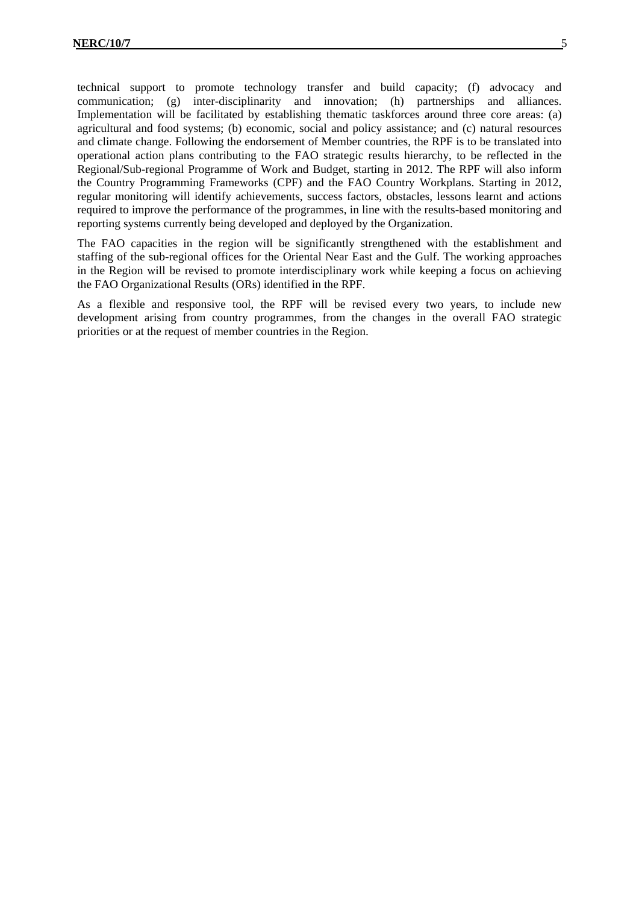technical support to promote technology transfer and build capacity; (f) advocacy and communication; (g) inter-disciplinarity and innovation; (h) partnerships and alliances. Implementation will be facilitated by establishing thematic taskforces around three core areas: (a) agricultural and food systems; (b) economic, social and policy assistance; and (c) natural resources and climate change. Following the endorsement of Member countries, the RPF is to be translated into operational action plans contributing to the FAO strategic results hierarchy, to be reflected in the Regional/Sub-regional Programme of Work and Budget, starting in 2012. The RPF will also inform the Country Programming Frameworks (CPF) and the FAO Country Workplans. Starting in 2012, regular monitoring will identify achievements, success factors, obstacles, lessons learnt and actions required to improve the performance of the programmes, in line with the results-based monitoring and reporting systems currently being developed and deployed by the Organization.

The FAO capacities in the region will be significantly strengthened with the establishment and staffing of the sub-regional offices for the Oriental Near East and the Gulf. The working approaches in the Region will be revised to promote interdisciplinary work while keeping a focus on achieving the FAO Organizational Results (ORs) identified in the RPF.

As a flexible and responsive tool, the RPF will be revised every two years, to include new development arising from country programmes, from the changes in the overall FAO strategic priorities or at the request of member countries in the Region.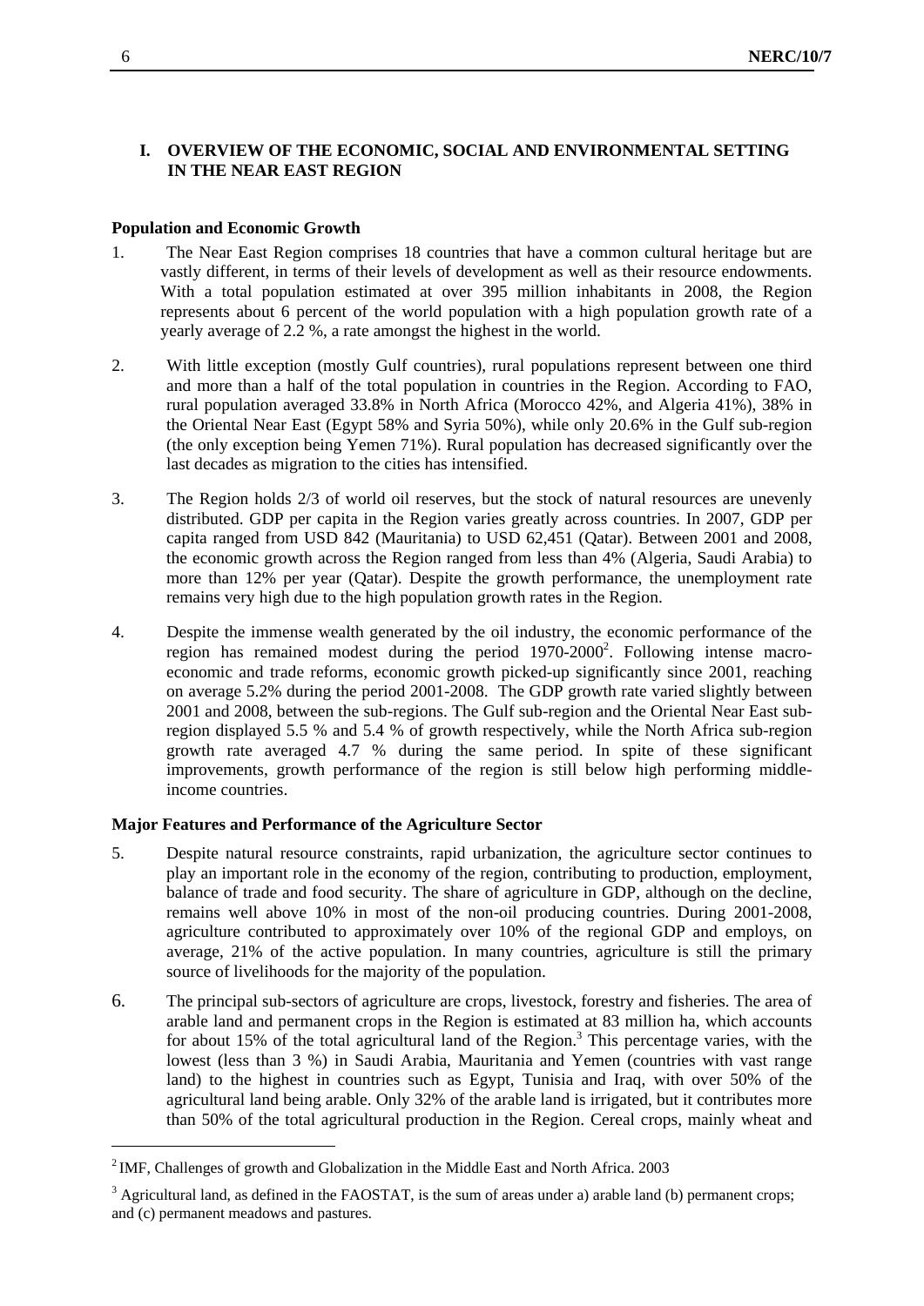## I. OVERVIEW OF THE ECONOMIC, SOCIAL AND ENVIRONMENTAL SETTING IN THE NEAR EAST REGION

### Population and Economic Growth

1. The Near East Region comprises 18 countries that have a common cultural heritage but are vastly different, in terms of their levels of development as well as their resource endowments. With a total population estimated at over 395 million inhabitants in 2008, the Region represents about 6 percent of the world population with a high population growth rate of a yearly average of 2.2 %, a rate amongst the highest in the world.

2. With little exception (mostly Gulf countries), rural populations represent between one third and more than a half of the total population in countries in the Region. According to FAO, rural population averaged 33.8% in North Africa (Morocco 42%, and Algeria 41%), 38% in the Oriental Near East (Egypt 58% and Syria 50%), while only 20.6% in the Gulf sub-region (the only exception being Yemen 71%). Rural population has decreased significantly over the last decades as migration to the cities has intensified.

3. The Region holds 2/3 of world oil reserves, but the stock of natural resources are unevenly distributed. GDP per capita in the Region varies greatly across countries. In 2007, GDP per capita ranged from USD 842 (Mauritania) to USD 62,451 (Qatar). Between 2001 and 2008, the economic growth across the Region ranged from less than 4% (Algeria, Saudi Arabia) to more than 12% per year (Qatar). Despite the growth performance, the unemployment rate remains very high due to the high population growth rates in the Region.

4. Despite the immense wealth generated by the oil industry, the economic performance of the region has remained modest during the period 1970-2000[2]. Following intense macro-economic and trade reforms, economic growth picked-up significantly since 2001, reaching on average 5.2% during the period 2001-2008. The GDP growth rate varied slightly between 2001 and 2008, between the sub-regions. The Gulf sub-region and the Oriental Near East sub-region displayed 5.5 % and 5.4 % of growth respectively, while the North Africa sub-region growth rate averaged 4.7 % during the same period. In spite of these significant improvements, growth performance of the region is still below high performing middle-income countries.

### Major Features and Performance of the Agriculture Sector

5. Despite natural resource constraints, rapid urbanization, the agriculture sector continues to play an important role in the economy of the region, contributing to production, employment, balance of trade and food security. The share of agriculture in GDP, although on the decline, remains well above 10% in most of the non-oil producing countries. During 2001-2008, agriculture contributed to approximately over 10% of the regional GDP and employs, on average, 21% of the active population. In many countries, agriculture is still the primary source of livelihoods for the majority of the population.

6. The principal sub-sectors of agriculture are crops, livestock, forestry and fisheries. The area of arable land and permanent crops in the Region is estimated at 83 million ha, which accounts for about 15% of the total agricultural land of the Region.[3] This percentage varies, with the lowest (less than 3 %) in Saudi Arabia, Mauritania and Yemen (countries with vast range land) to the highest in countries such as Egypt, Tunisia and Iraq, with over 50% of the agricultural land being arable. Only 32% of the arable land is irrigated, but it contributes more than 50% of the total agricultural production in the Region. Cereal crops, mainly wheat and

---

[2] IMF, Challenges of growth and Globalization in the Middle East and North Africa. 2003

[3] Agricultural land, as defined in the FAOSTAT, is the sum of areas under a) arable land (b) permanent crops; and (c) permanent meadows and pastures.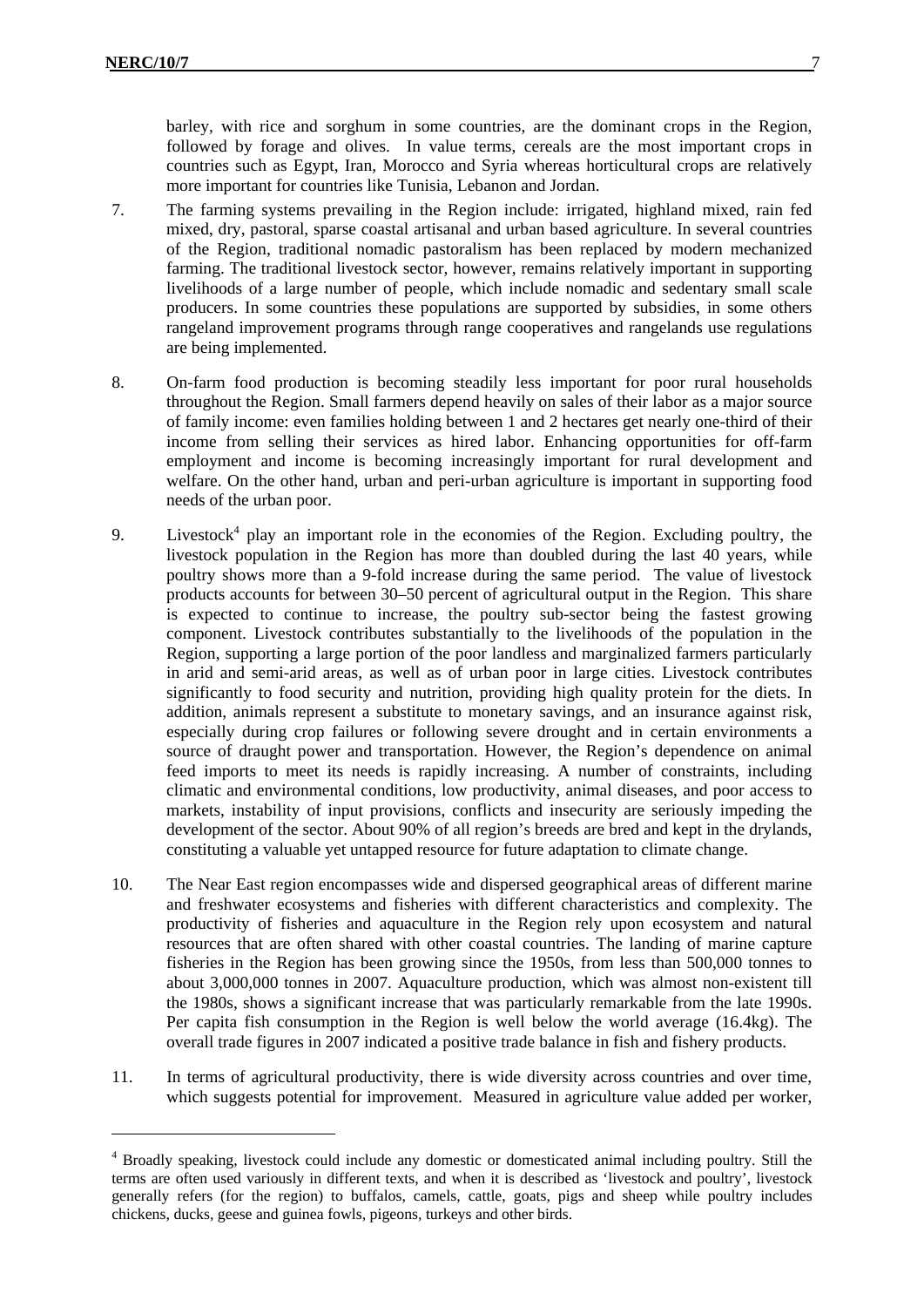barley, with rice and sorghum in some countries, are the dominant crops in the Region, followed by forage and olives. In value terms, cereals are the most important crops in countries such as Egypt, Iran, Morocco and Syria whereas horticultural crops are relatively more important for countries like Tunisia, Lebanon and Jordan.

7. The farming systems prevailing in the Region include: irrigated, highland mixed, rain fed mixed, dry, pastoral, sparse coastal artisanal and urban based agriculture. In several countries of the Region, traditional nomadic pastoralism has been replaced by modern mechanized farming. The traditional livestock sector, however, remains relatively important in supporting livelihoods of a large number of people, which include nomadic and sedentary small scale producers. In some countries these populations are supported by subsidies, in some others rangeland improvement programs through range cooperatives and rangelands use regulations are being implemented.

8. On-farm food production is becoming steadily less important for poor rural households throughout the Region. Small farmers depend heavily on sales of their labor as a major source of family income: even families holding between 1 and 2 hectares get nearly one-third of their income from selling their services as hired labor. Enhancing opportunities for off-farm employment and income is becoming increasingly important for rural development and welfare. On the other hand, urban and peri-urban agriculture is important in supporting food needs of the urban poor.

9. Livestock[4] play an important role in the economies of the Region. Excluding poultry, the livestock population in the Region has more than doubled during the last 40 years, while poultry shows more than a 9-fold increase during the same period. The value of livestock products accounts for between 30–50 percent of agricultural output in the Region. This share is expected to continue to increase, the poultry sub-sector being the fastest growing component. Livestock contributes substantially to the livelihoods of the population in the Region, supporting a large portion of the poor landless and marginalized farmers particularly in arid and semi-arid areas, as well as of urban poor in large cities. Livestock contributes significantly to food security and nutrition, providing high quality protein for the diets. In addition, animals represent a substitute to monetary savings, and an insurance against risk, especially during crop failures or following severe drought and in certain environments a source of draught power and transportation. However, the Region's dependence on animal feed imports to meet its needs is rapidly increasing. A number of constraints, including climatic and environmental conditions, low productivity, animal diseases, and poor access to markets, instability of input provisions, conflicts and insecurity are seriously impeding the development of the sector. About 90% of all region's breeds are bred and kept in the drylands, constituting a valuable yet untapped resource for future adaptation to climate change.

10. The Near East region encompasses wide and dispersed geographical areas of different marine and freshwater ecosystems and fisheries with different characteristics and complexity. The productivity of fisheries and aquaculture in the Region rely upon ecosystem and natural resources that are often shared with other coastal countries. The landing of marine capture fisheries in the Region has been growing since the 1950s, from less than 500,000 tonnes to about 3,000,000 tonnes in 2007. Aquaculture production, which was almost non-existent till the 1980s, shows a significant increase that was particularly remarkable from the late 1990s. Per capita fish consumption in the Region is well below the world average (16.4kg). The overall trade figures in 2007 indicated a positive trade balance in fish and fishery products.

11. In terms of agricultural productivity, there is wide diversity across countries and over time, which suggests potential for improvement. Measured in agriculture value added per worker,

---

[4] Broadly speaking, livestock could include any domestic or domesticated animal including poultry. Still the terms are often used variously in different texts, and when it is described as 'livestock and poultry', livestock generally refers (for the region) to buffalos, camels, cattle, goats, pigs and sheep while poultry includes chickens, ducks, geese and guinea fowls, pigeons, turkeys and other birds.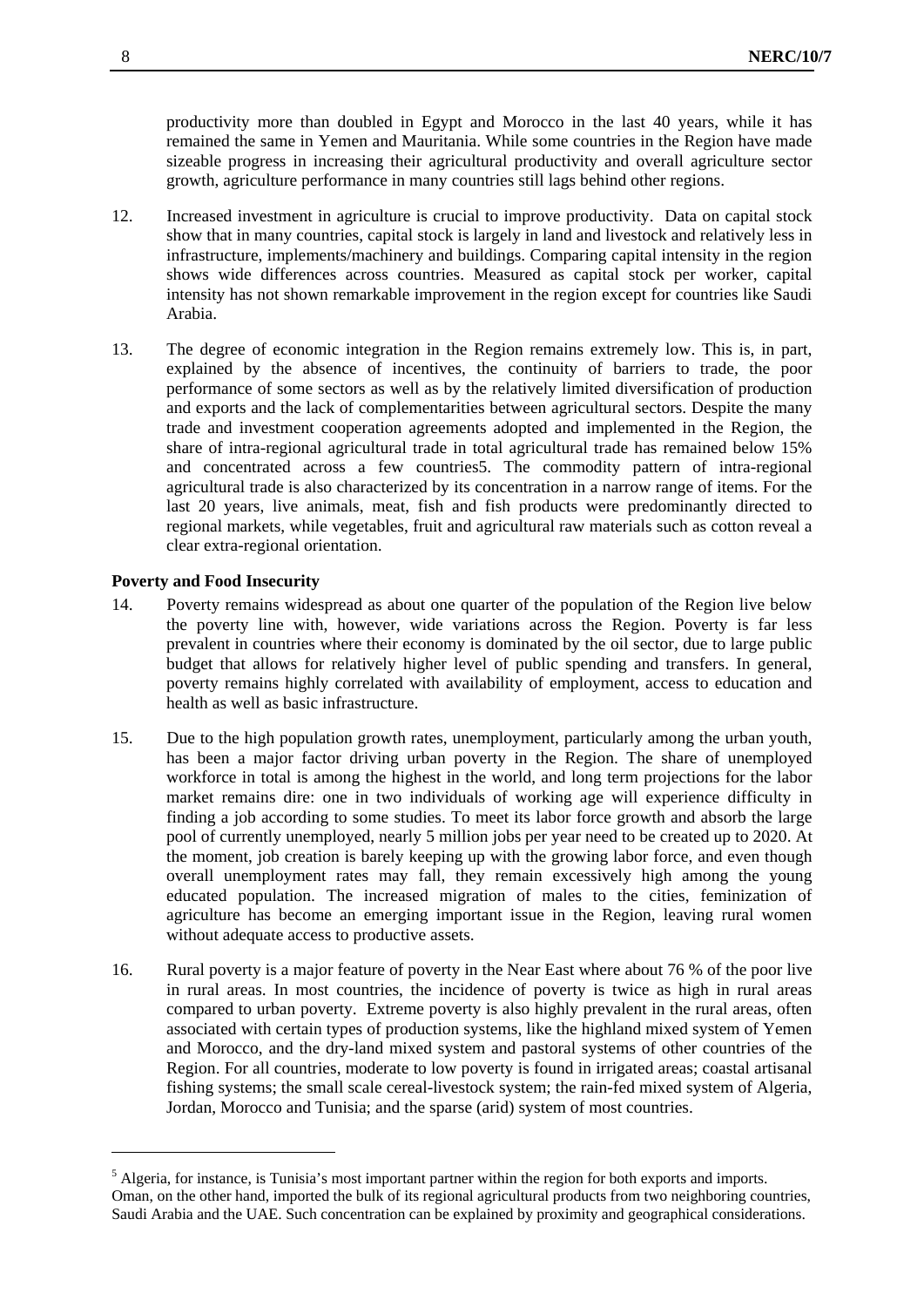productivity more than doubled in Egypt and Morocco in the last 40 years, while it has remained the same in Yemen and Mauritania. While some countries in the Region have made sizeable progress in increasing their agricultural productivity and overall agriculture sector growth, agriculture performance in many countries still lags behind other regions.

12. Increased investment in agriculture is crucial to improve productivity. Data on capital stock show that in many countries, capital stock is largely in land and livestock and relatively less in infrastructure, implements/machinery and buildings. Comparing capital intensity in the region shows wide differences across countries. Measured as capital stock per worker, capital intensity has not shown remarkable improvement in the region except for countries like Saudi Arabia.

13. The degree of economic integration in the Region remains extremely low. This is, in part, explained by the absence of incentives, the continuity of barriers to trade, the poor performance of some sectors as well as by the relatively limited diversification of production and exports and the lack of complementarities between agricultural sectors. Despite the many trade and investment cooperation agreements adopted and implemented in the Region, the share of intra-regional agricultural trade in total agricultural trade has remained below 15% and concentrated across a few countries[5]. The commodity pattern of intra-regional agricultural trade is also characterized by its concentration in a narrow range of items. For the last 20 years, live animals, meat, fish and fish products were predominantly directed to regional markets, while vegetables, fruit and agricultural raw materials such as cotton reveal a clear extra-regional orientation.

**Poverty and Food Insecurity**

14. Poverty remains widespread as about one quarter of the population of the Region live below the poverty line with, however, wide variations across the Region. Poverty is far less prevalent in countries where their economy is dominated by the oil sector, due to large public budget that allows for relatively higher level of public spending and transfers. In general, poverty remains highly correlated with availability of employment, access to education and health as well as basic infrastructure.

15. Due to the high population growth rates, unemployment, particularly among the urban youth, has been a major factor driving urban poverty in the Region. The share of unemployed workforce in total is among the highest in the world, and long term projections for the labor market remains dire: one in two individuals of working age will experience difficulty in finding a job according to some studies. To meet its labor force growth and absorb the large pool of currently unemployed, nearly 5 million jobs per year need to be created up to 2020. At the moment, job creation is barely keeping up with the growing labor force, and even though overall unemployment rates may fall, they remain excessively high among the young educated population. The increased migration of males to the cities, feminization of agriculture has become an emerging important issue in the Region, leaving rural women without adequate access to productive assets.

16. Rural poverty is a major feature of poverty in the Near East where about 76 % of the poor live in rural areas. In most countries, the incidence of poverty is twice as high in rural areas compared to urban poverty. Extreme poverty is also highly prevalent in the rural areas, often associated with certain types of production systems, like the highland mixed system of Yemen and Morocco, and the dry-land mixed system and pastoral systems of other countries of the Region. For all countries, moderate to low poverty is found in irrigated areas; coastal artisanal fishing systems; the small scale cereal-livestock system; the rain-fed mixed system of Algeria, Jordan, Morocco and Tunisia; and the sparse (arid) system of most countries.

---

[5] Algeria, for instance, is Tunisia's most important partner within the region for both exports and imports. Oman, on the other hand, imported the bulk of its regional agricultural products from two neighboring countries, Saudi Arabia and the UAE. Such concentration can be explained by proximity and geographical considerations.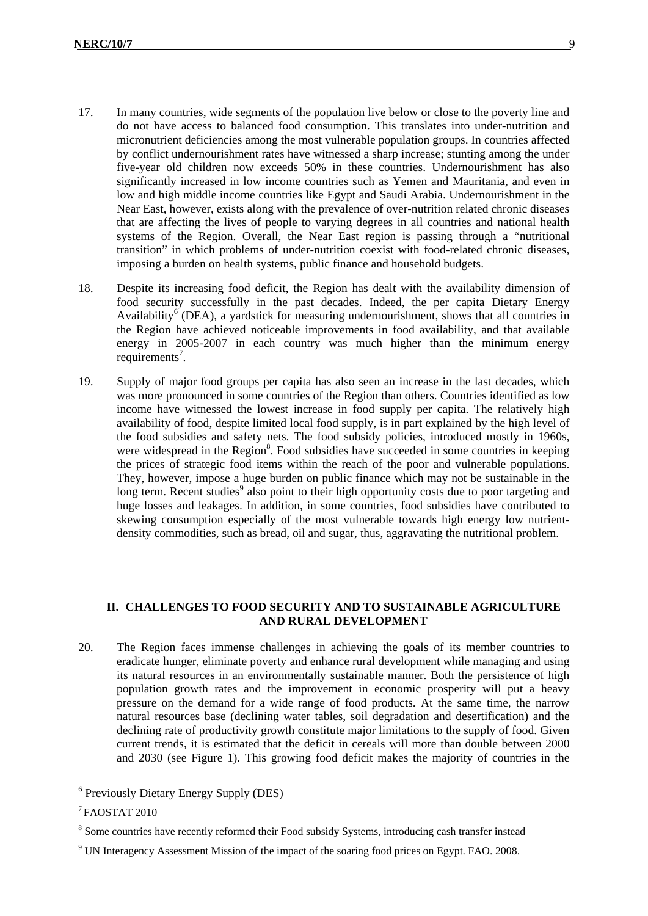17. In many countries, wide segments of the population live below or close to the poverty line and do not have access to balanced food consumption. This translates into under-nutrition and micronutrient deficiencies among the most vulnerable population groups. In countries affected by conflict undernourishment rates have witnessed a sharp increase; stunting among the under five-year old children now exceeds 50% in these countries. Undernourishment has also significantly increased in low income countries such as Yemen and Mauritania, and even in low and high middle income countries like Egypt and Saudi Arabia. Undernourishment in the Near East, however, exists along with the prevalence of over-nutrition related chronic diseases that are affecting the lives of people to varying degrees in all countries and national health systems of the Region. Overall, the Near East region is passing through a "nutritional transition" in which problems of under-nutrition coexist with food-related chronic diseases, imposing a burden on health systems, public finance and household budgets.

18. Despite its increasing food deficit, the Region has dealt with the availability dimension of food security successfully in the past decades. Indeed, the per capita Dietary Energy Availability[6] (DEA), a yardstick for measuring undernourishment, shows that all countries in the Region have achieved noticeable improvements in food availability, and that available energy in 2005-2007 in each country was much higher than the minimum energy requirements[7].

19. Supply of major food groups per capita has also seen an increase in the last decades, which was more pronounced in some countries of the Region than others. Countries identified as low income have witnessed the lowest increase in food supply per capita. The relatively high availability of food, despite limited local food supply, is in part explained by the high level of the food subsidies and safety nets. The food subsidy policies, introduced mostly in 1960s, were widespread in the Region[8]. Food subsidies have succeeded in some countries in keeping the prices of strategic food items within the reach of the poor and vulnerable populations. They, however, impose a huge burden on public finance which may not be sustainable in the long term. Recent studies[9] also point to their high opportunity costs due to poor targeting and huge losses and leakages. In addition, in some countries, food subsidies have contributed to skewing consumption especially of the most vulnerable towards high energy low nutrient-density commodities, such as bread, oil and sugar, thus, aggravating the nutritional problem.

## II. CHALLENGES TO FOOD SECURITY AND TO SUSTAINABLE AGRICULTURE AND RURAL DEVELOPMENT

20. The Region faces immense challenges in achieving the goals of its member countries to eradicate hunger, eliminate poverty and enhance rural development while managing and using its natural resources in an environmentally sustainable manner. Both the persistence of high population growth rates and the improvement in economic prosperity will put a heavy pressure on the demand for a wide range of food products. At the same time, the narrow natural resources base (declining water tables, soil degradation and desertification) and the declining rate of productivity growth constitute major limitations to the supply of food. Given current trends, it is estimated that the deficit in cereals will more than double between 2000 and 2030 (see Figure 1). This growing food deficit makes the majority of countries in the

---

[6] Previously Dietary Energy Supply (DES)

[7] FAOSTAT 2010

[8] Some countries have recently reformed their Food subsidy Systems, introducing cash transfer instead

[9] UN Interagency Assessment Mission of the impact of the soaring food prices on Egypt. FAO. 2008.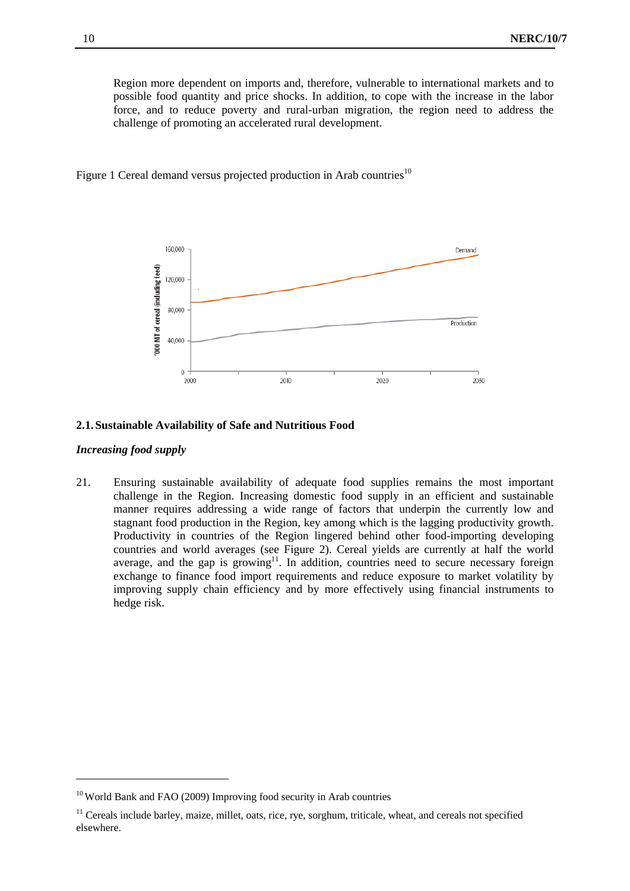Region more dependent on imports and, therefore, vulnerable to international markets and to possible food quantity and price shocks. In addition, to cope with the increase in the labor force, and to reduce poverty and rural-urban migration, the region need to address the challenge of promoting an accelerated rural development.

Figure 1 Cereal demand versus projected production in Arab countries[10]

## 2.1. Sustainable Availability of Safe and Nutritious Food

### *Increasing food supply*

21. Ensuring sustainable availability of adequate food supplies remains the most important challenge in the Region. Increasing domestic food supply in an efficient and sustainable manner requires addressing a wide range of factors that underpin the currently low and stagnant food production in the Region, key among which is the lagging productivity growth. Productivity in countries of the Region lingered behind other food-importing developing countries and world averages (see Figure 2). Cereal yields are currently at half the world average, and the gap is growing[11]. In addition, countries need to secure necessary foreign exchange to finance food import requirements and reduce exposure to market volatility by improving supply chain efficiency and by more effectively using financial instruments to hedge risk.

---

[10] World Bank and FAO (2009) Improving food security in Arab countries

[11] Cereals include barley, maize, millet, oats, rice, rye, sorghum, triticale, wheat, and cereals not specified elsewhere.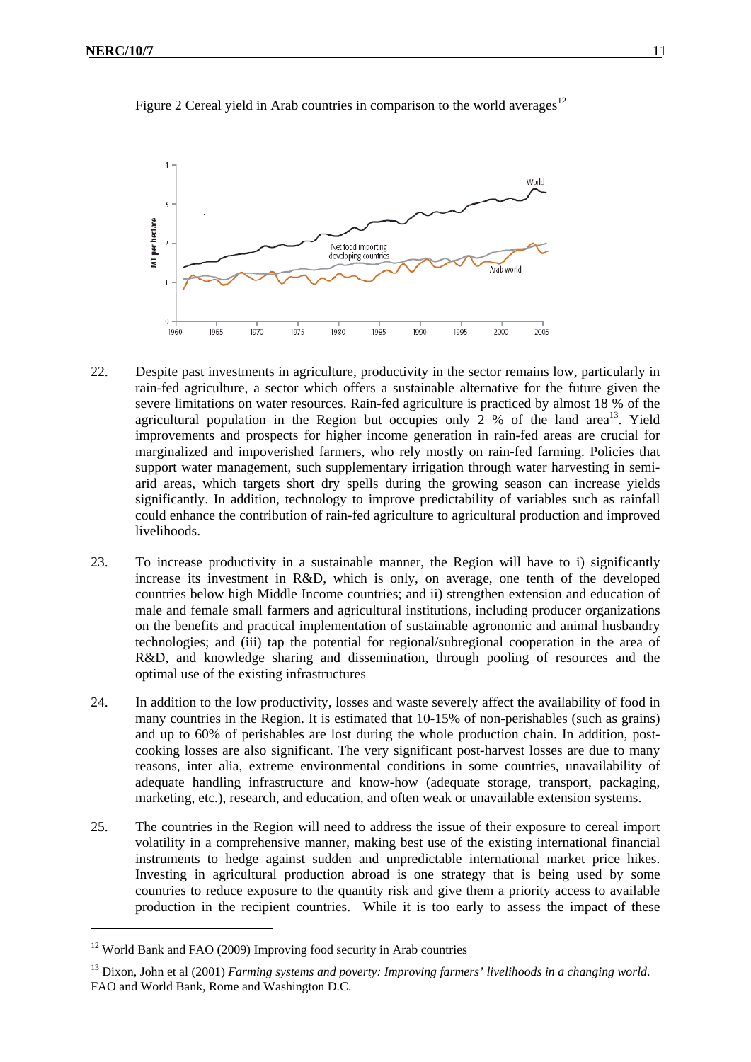Figure 2 Cereal yield in Arab countries in comparison to the world averages[12]

22. Despite past investments in agriculture, productivity in the sector remains low, particularly in rain-fed agriculture, a sector which offers a sustainable alternative for the future given the severe limitations on water resources. Rain-fed agriculture is practiced by almost 18 % of the agricultural population in the Region but occupies only 2 % of the land area[13]. Yield improvements and prospects for higher income generation in rain-fed areas are crucial for marginalized and impoverished farmers, who rely mostly on rain-fed farming. Policies that support water management, such supplementary irrigation through water harvesting in semi-arid areas, which targets short dry spells during the growing season can increase yields significantly. In addition, technology to improve predictability of variables such as rainfall could enhance the contribution of rain-fed agriculture to agricultural production and improved livelihoods.

23. To increase productivity in a sustainable manner, the Region will have to i) significantly increase its investment in R&D, which is only, on average, one tenth of the developed countries below high Middle Income countries; and ii) strengthen extension and education of male and female small farmers and agricultural institutions, including producer organizations on the benefits and practical implementation of sustainable agronomic and animal husbandry technologies; and (iii) tap the potential for regional/subregional cooperation in the area of R&D, and knowledge sharing and dissemination, through pooling of resources and the optimal use of the existing infrastructures

24. In addition to the low productivity, losses and waste severely affect the availability of food in many countries in the Region. It is estimated that 10-15% of non-perishables (such as grains) and up to 60% of perishables are lost during the whole production chain. In addition, post-cooking losses are also significant. The very significant post-harvest losses are due to many reasons, inter alia, extreme environmental conditions in some countries, unavailability of adequate handling infrastructure and know-how (adequate storage, transport, packaging, marketing, etc.), research, and education, and often weak or unavailable extension systems.

25. The countries in the Region will need to address the issue of their exposure to cereal import volatility in a comprehensive manner, making best use of the existing international financial instruments to hedge against sudden and unpredictable international market price hikes. Investing in agricultural production abroad is one strategy that is being used by some countries to reduce exposure to the quantity risk and give them a priority access to available production in the recipient countries. While it is too early to assess the impact of these

---

[12] World Bank and FAO (2009) Improving food security in Arab countries

[13] Dixon, John et al (2001) *Farming systems and poverty: Improving farmers' livelihoods in a changing world*. FAO and World Bank, Rome and Washington D.C.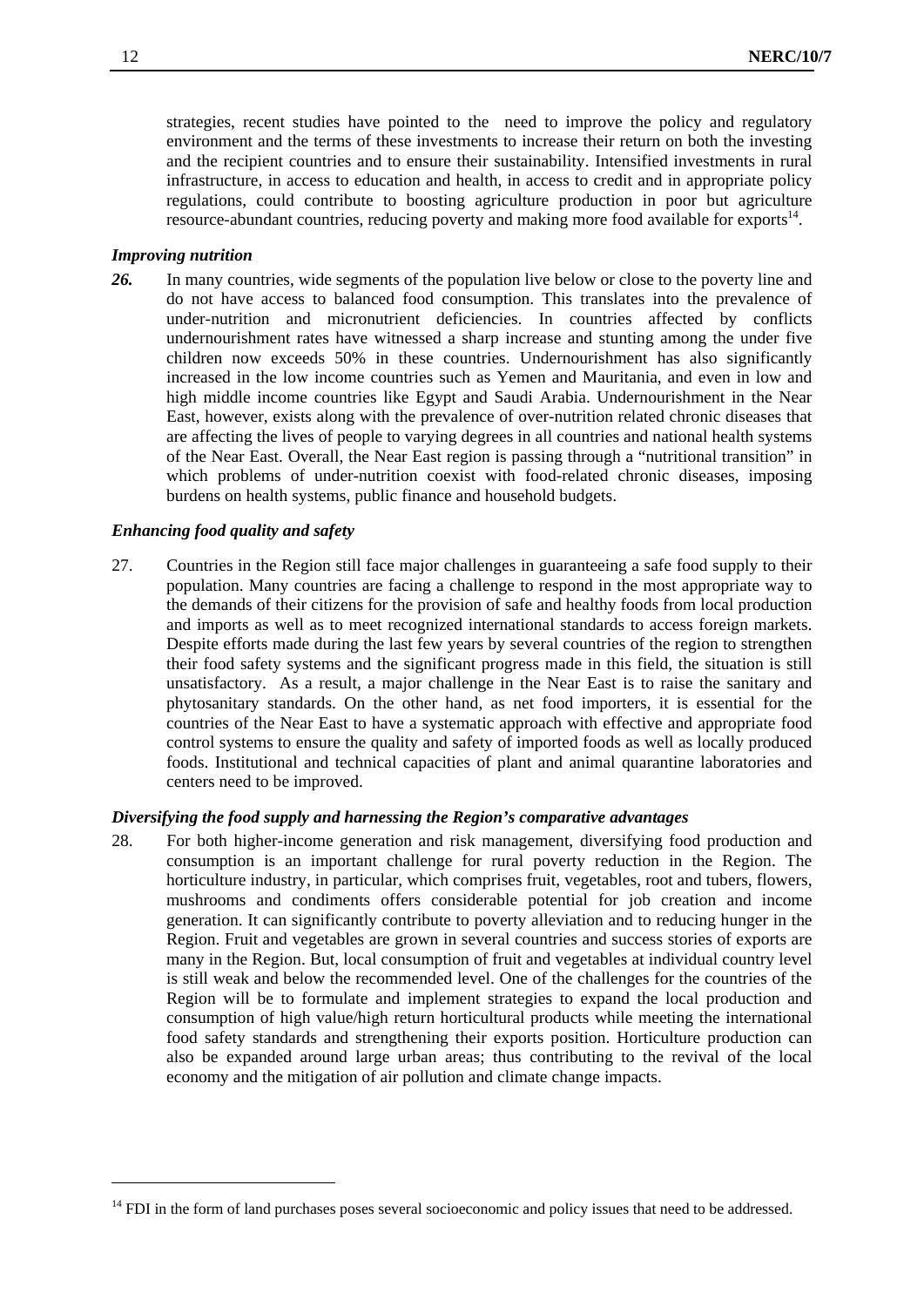strategies, recent studies have pointed to the need to improve the policy and regulatory environment and the terms of these investments to increase their return on both the investing and the recipient countries and to ensure their sustainability. Intensified investments in rural infrastructure, in access to education and health, in access to credit and in appropriate policy regulations, could contribute to boosting agriculture production in poor but agriculture resource-abundant countries, reducing poverty and making more food available for exports[14].

### *Improving nutrition*

***26.*** In many countries, wide segments of the population live below or close to the poverty line and do not have access to balanced food consumption. This translates into the prevalence of under-nutrition and micronutrient deficiencies. In countries affected by conflicts undernourishment rates have witnessed a sharp increase and stunting among the under five children now exceeds 50% in these countries. Undernourishment has also significantly increased in the low income countries such as Yemen and Mauritania, and even in low and high middle income countries like Egypt and Saudi Arabia. Undernourishment in the Near East, however, exists along with the prevalence of over-nutrition related chronic diseases that are affecting the lives of people to varying degrees in all countries and national health systems of the Near East. Overall, the Near East region is passing through a "nutritional transition" in which problems of under-nutrition coexist with food-related chronic diseases, imposing burdens on health systems, public finance and household budgets.

### *Enhancing food quality and safety*

27. Countries in the Region still face major challenges in guaranteeing a safe food supply to their population. Many countries are facing a challenge to respond in the most appropriate way to the demands of their citizens for the provision of safe and healthy foods from local production and imports as well as to meet recognized international standards to access foreign markets. Despite efforts made during the last few years by several countries of the region to strengthen their food safety systems and the significant progress made in this field, the situation is still unsatisfactory. As a result, a major challenge in the Near East is to raise the sanitary and phytosanitary standards. On the other hand, as net food importers, it is essential for the countries of the Near East to have a systematic approach with effective and appropriate food control systems to ensure the quality and safety of imported foods as well as locally produced foods. Institutional and technical capacities of plant and animal quarantine laboratories and centers need to be improved.

### *Diversifying the food supply and harnessing the Region's comparative advantages*

28. For both higher-income generation and risk management, diversifying food production and consumption is an important challenge for rural poverty reduction in the Region. The horticulture industry, in particular, which comprises fruit, vegetables, root and tubers, flowers, mushrooms and condiments offers considerable potential for job creation and income generation. It can significantly contribute to poverty alleviation and to reducing hunger in the Region. Fruit and vegetables are grown in several countries and success stories of exports are many in the Region. But, local consumption of fruit and vegetables at individual country level is still weak and below the recommended level. One of the challenges for the countries of the Region will be to formulate and implement strategies to expand the local production and consumption of high value/high return horticultural products while meeting the international food safety standards and strengthening their exports position. Horticulture production can also be expanded around large urban areas; thus contributing to the revival of the local economy and the mitigation of air pollution and climate change impacts.

---

[14] FDI in the form of land purchases poses several socioeconomic and policy issues that need to be addressed.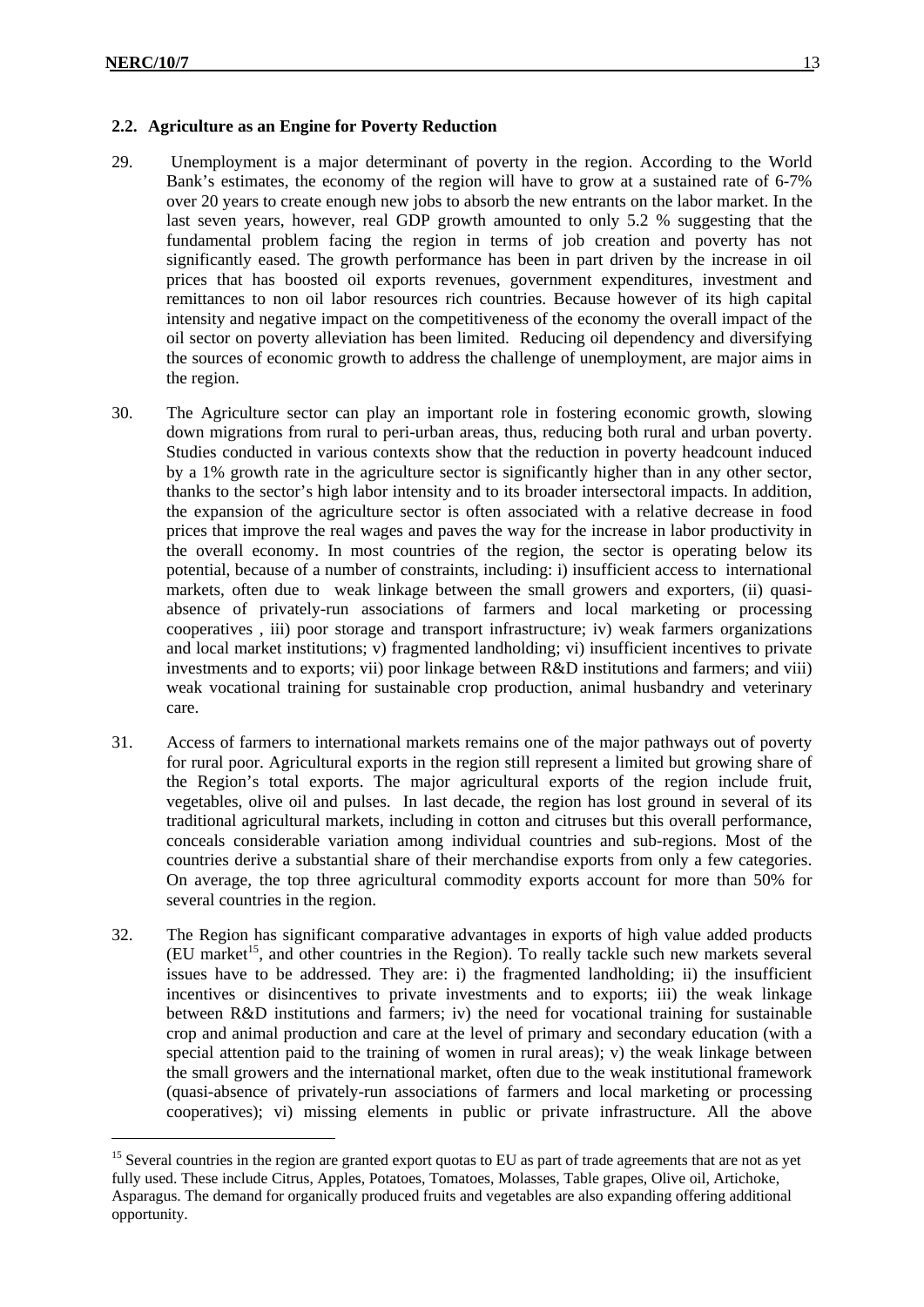### 2.2. Agriculture as an Engine for Poverty Reduction

29. Unemployment is a major determinant of poverty in the region. According to the World Bank's estimates, the economy of the region will have to grow at a sustained rate of 6-7% over 20 years to create enough new jobs to absorb the new entrants on the labor market. In the last seven years, however, real GDP growth amounted to only 5.2 % suggesting that the fundamental problem facing the region in terms of job creation and poverty has not significantly eased. The growth performance has been in part driven by the increase in oil prices that has boosted oil exports revenues, government expenditures, investment and remittances to non oil labor resources rich countries. Because however of its high capital intensity and negative impact on the competitiveness of the economy the overall impact of the oil sector on poverty alleviation has been limited. Reducing oil dependency and diversifying the sources of economic growth to address the challenge of unemployment, are major aims in the region.

30. The Agriculture sector can play an important role in fostering economic growth, slowing down migrations from rural to peri-urban areas, thus, reducing both rural and urban poverty. Studies conducted in various contexts show that the reduction in poverty headcount induced by a 1% growth rate in the agriculture sector is significantly higher than in any other sector, thanks to the sector's high labor intensity and to its broader intersectoral impacts. In addition, the expansion of the agriculture sector is often associated with a relative decrease in food prices that improve the real wages and paves the way for the increase in labor productivity in the overall economy. In most countries of the region, the sector is operating below its potential, because of a number of constraints, including: i) insufficient access to international markets, often due to weak linkage between the small growers and exporters, (ii) quasi-absence of privately-run associations of farmers and local marketing or processing cooperatives , iii) poor storage and transport infrastructure; iv) weak farmers organizations and local market institutions; v) fragmented landholding; vi) insufficient incentives to private investments and to exports; vii) poor linkage between R&D institutions and farmers; and viii) weak vocational training for sustainable crop production, animal husbandry and veterinary care.

31. Access of farmers to international markets remains one of the major pathways out of poverty for rural poor. Agricultural exports in the region still represent a limited but growing share of the Region's total exports. The major agricultural exports of the region include fruit, vegetables, olive oil and pulses. In last decade, the region has lost ground in several of its traditional agricultural markets, including in cotton and citruses but this overall performance, conceals considerable variation among individual countries and sub-regions. Most of the countries derive a substantial share of their merchandise exports from only a few categories. On average, the top three agricultural commodity exports account for more than 50% for several countries in the region.

32. The Region has significant comparative advantages in exports of high value added products (EU market[15], and other countries in the Region). To really tackle such new markets several issues have to be addressed. They are: i) the fragmented landholding; ii) the insufficient incentives or disincentives to private investments and to exports; iii) the weak linkage between R&D institutions and farmers; iv) the need for vocational training for sustainable crop and animal production and care at the level of primary and secondary education (with a special attention paid to the training of women in rural areas); v) the weak linkage between the small growers and the international market, often due to the weak institutional framework (quasi-absence of privately-run associations of farmers and local marketing or processing cooperatives); vi) missing elements in public or private infrastructure. All the above

---

[15] Several countries in the region are granted export quotas to EU as part of trade agreements that are not as yet fully used. These include Citrus, Apples, Potatoes, Tomatoes, Molasses, Table grapes, Olive oil, Artichoke, Asparagus. The demand for organically produced fruits and vegetables are also expanding offering additional opportunity.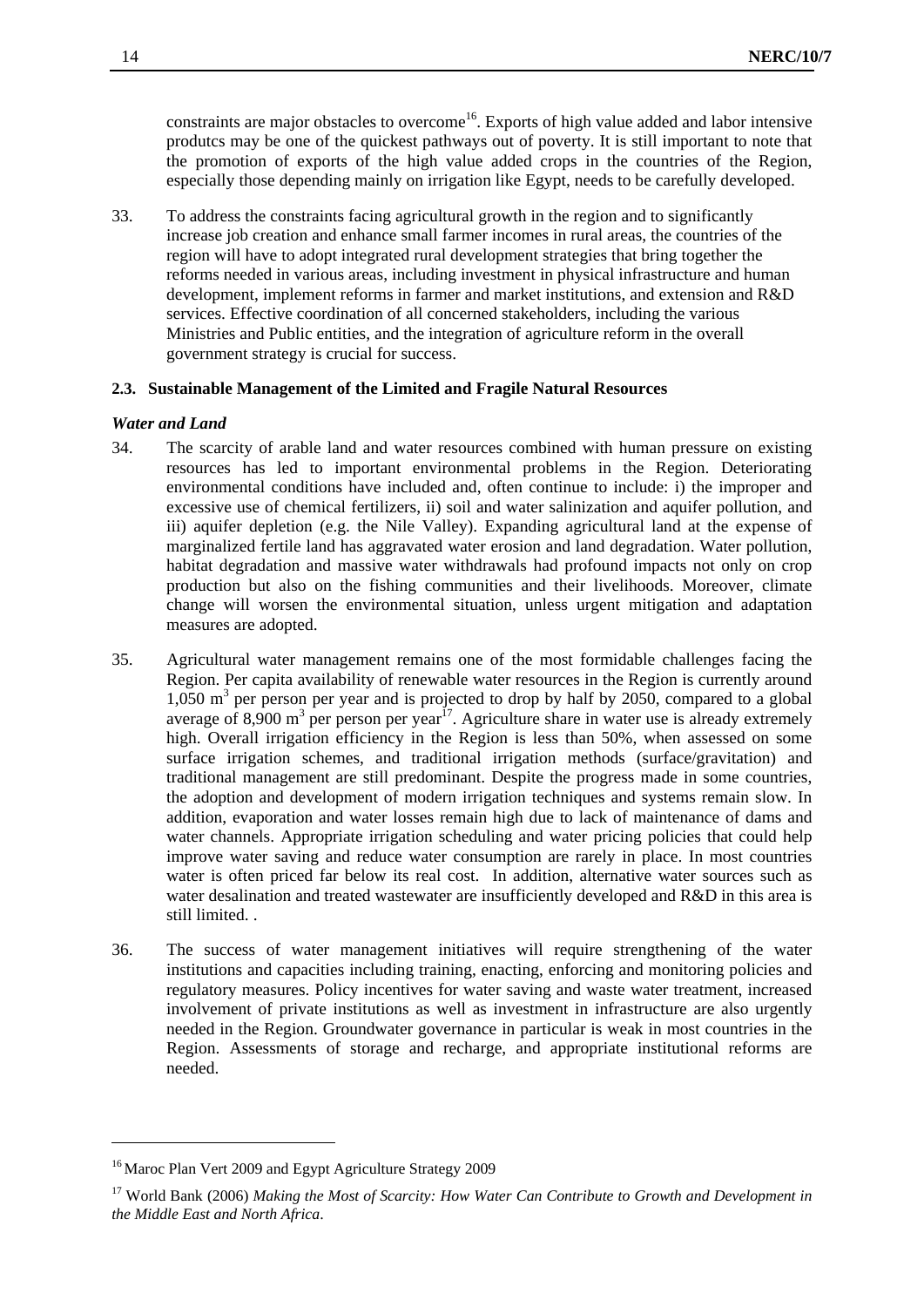constraints are major obstacles to overcome[16]. Exports of high value added and labor intensive produtcs may be one of the quickest pathways out of poverty. It is still important to note that the promotion of exports of the high value added crops in the countries of the Region, especially those depending mainly on irrigation like Egypt, needs to be carefully developed.

33. To address the constraints facing agricultural growth in the region and to significantly increase job creation and enhance small farmer incomes in rural areas, the countries of the region will have to adopt integrated rural development strategies that bring together the reforms needed in various areas, including investment in physical infrastructure and human development, implement reforms in farmer and market institutions, and extension and R&D services. Effective coordination of all concerned stakeholders, including the various Ministries and Public entities, and the integration of agriculture reform in the overall government strategy is crucial for success.

### 2.3. Sustainable Management of the Limited and Fragile Natural Resources

#### *Water and Land*

34. The scarcity of arable land and water resources combined with human pressure on existing resources has led to important environmental problems in the Region. Deteriorating environmental conditions have included and, often continue to include: i) the improper and excessive use of chemical fertilizers, ii) soil and water salinization and aquifer pollution, and iii) aquifer depletion (e.g. the Nile Valley). Expanding agricultural land at the expense of marginalized fertile land has aggravated water erosion and land degradation. Water pollution, habitat degradation and massive water withdrawals had profound impacts not only on crop production but also on the fishing communities and their livelihoods. Moreover, climate change will worsen the environmental situation, unless urgent mitigation and adaptation measures are adopted.

35. Agricultural water management remains one of the most formidable challenges facing the Region. Per capita availability of renewable water resources in the Region is currently around 1,050 $m^3$ per person per year and is projected to drop by half by 2050, compared to a global average of 8,900 $m^3$ per person per year[17]. Agriculture share in water use is already extremely high. Overall irrigation efficiency in the Region is less than 50%, when assessed on some surface irrigation schemes, and traditional irrigation methods (surface/gravitation) and traditional management are still predominant. Despite the progress made in some countries, the adoption and development of modern irrigation techniques and systems remain slow. In addition, evaporation and water losses remain high due to lack of maintenance of dams and water channels. Appropriate irrigation scheduling and water pricing policies that could help improve water saving and reduce water consumption are rarely in place. In most countries water is often priced far below its real cost. In addition, alternative water sources such as water desalination and treated wastewater are insufficiently developed and R&D in this area is still limited. .

36. The success of water management initiatives will require strengthening of the water institutions and capacities including training, enacting, enforcing and monitoring policies and regulatory measures. Policy incentives for water saving and waste water treatment, increased involvement of private institutions as well as investment in infrastructure are also urgently needed in the Region. Groundwater governance in particular is weak in most countries in the Region. Assessments of storage and recharge, and appropriate institutional reforms are needed.

---

[16] Maroc Plan Vert 2009 and Egypt Agriculture Strategy 2009

[17] World Bank (2006) *Making the Most of Scarcity: How Water Can Contribute to Growth and Development in the Middle East and North Africa*.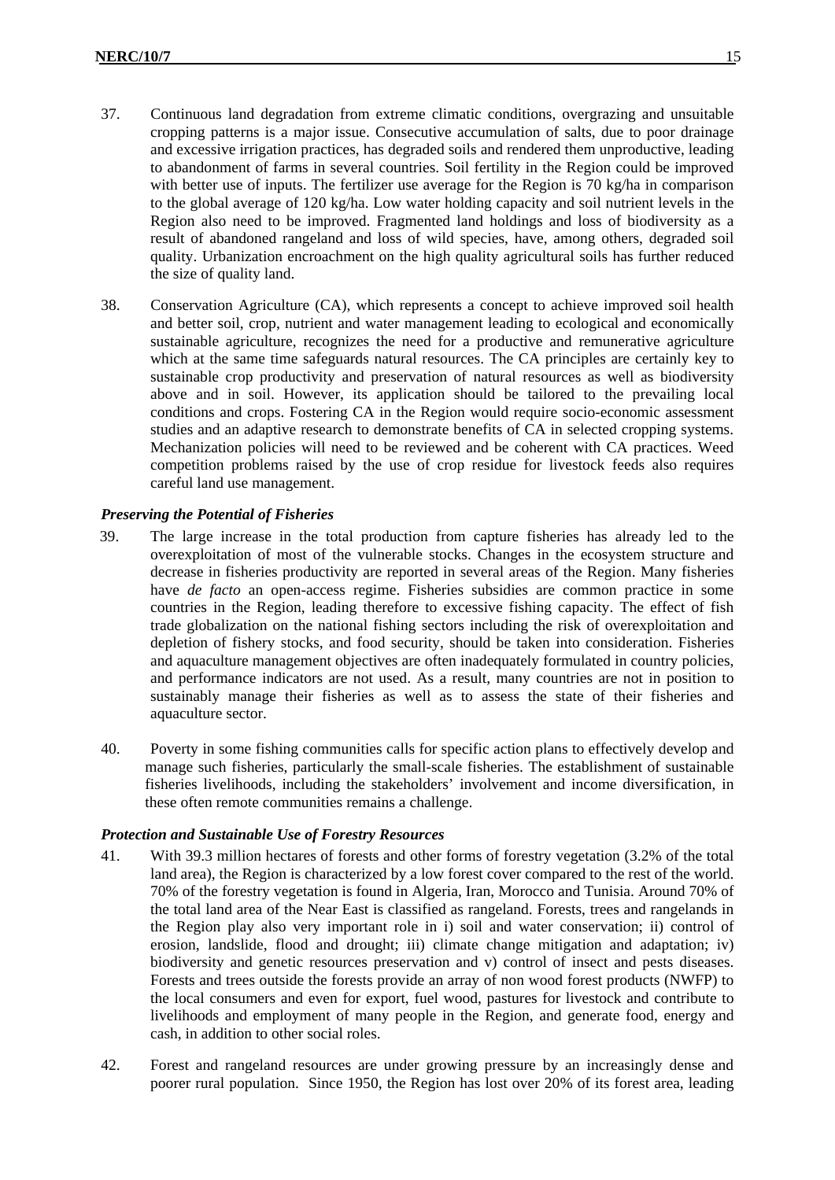37. Continuous land degradation from extreme climatic conditions, overgrazing and unsuitable cropping patterns is a major issue. Consecutive accumulation of salts, due to poor drainage and excessive irrigation practices, has degraded soils and rendered them unproductive, leading to abandonment of farms in several countries. Soil fertility in the Region could be improved with better use of inputs. The fertilizer use average for the Region is 70 kg/ha in comparison to the global average of 120 kg/ha. Low water holding capacity and soil nutrient levels in the Region also need to be improved. Fragmented land holdings and loss of biodiversity as a result of abandoned rangeland and loss of wild species, have, among others, degraded soil quality. Urbanization encroachment on the high quality agricultural soils has further reduced the size of quality land.

38. Conservation Agriculture (CA), which represents a concept to achieve improved soil health and better soil, crop, nutrient and water management leading to ecological and economically sustainable agriculture, recognizes the need for a productive and remunerative agriculture which at the same time safeguards natural resources. The CA principles are certainly key to sustainable crop productivity and preservation of natural resources as well as biodiversity above and in soil. However, its application should be tailored to the prevailing local conditions and crops. Fostering CA in the Region would require socio-economic assessment studies and an adaptive research to demonstrate benefits of CA in selected cropping systems. Mechanization policies will need to be reviewed and be coherent with CA practices. Weed competition problems raised by the use of crop residue for livestock feeds also requires careful land use management.

### *Preserving the Potential of Fisheries*

39. The large increase in the total production from capture fisheries has already led to the overexploitation of most of the vulnerable stocks. Changes in the ecosystem structure and decrease in fisheries productivity are reported in several areas of the Region. Many fisheries have *de facto* an open-access regime. Fisheries subsidies are common practice in some countries in the Region, leading therefore to excessive fishing capacity. The effect of fish trade globalization on the national fishing sectors including the risk of overexploitation and depletion of fishery stocks, and food security, should be taken into consideration. Fisheries and aquaculture management objectives are often inadequately formulated in country policies, and performance indicators are not used. As a result, many countries are not in position to sustainably manage their fisheries as well as to assess the state of their fisheries and aquaculture sector.

40. Poverty in some fishing communities calls for specific action plans to effectively develop and manage such fisheries, particularly the small-scale fisheries. The establishment of sustainable fisheries livelihoods, including the stakeholders' involvement and income diversification, in these often remote communities remains a challenge.

### *Protection and Sustainable Use of Forestry Resources*

41. With 39.3 million hectares of forests and other forms of forestry vegetation (3.2% of the total land area), the Region is characterized by a low forest cover compared to the rest of the world. 70% of the forestry vegetation is found in Algeria, Iran, Morocco and Tunisia. Around 70% of the total land area of the Near East is classified as rangeland. Forests, trees and rangelands in the Region play also very important role in i) soil and water conservation; ii) control of erosion, landslide, flood and drought; iii) climate change mitigation and adaptation; iv) biodiversity and genetic resources preservation and v) control of insect and pests diseases. Forests and trees outside the forests provide an array of non wood forest products (NWFP) to the local consumers and even for export, fuel wood, pastures for livestock and contribute to livelihoods and employment of many people in the Region, and generate food, energy and cash, in addition to other social roles.

42. Forest and rangeland resources are under growing pressure by an increasingly dense and poorer rural population. Since 1950, the Region has lost over 20% of its forest area, leading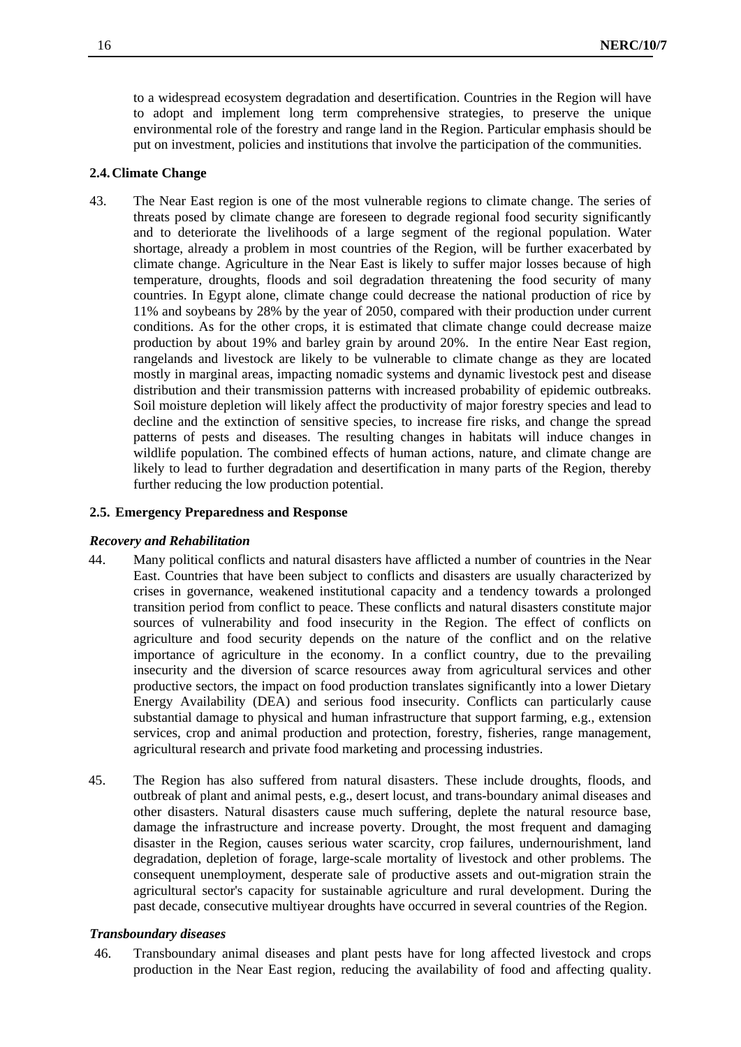to a widespread ecosystem degradation and desertification. Countries in the Region will have to adopt and implement long term comprehensive strategies, to preserve the unique environmental role of the forestry and range land in the Region. Particular emphasis should be put on investment, policies and institutions that involve the participation of the communities.

### 2.4. Climate Change

43. The Near East region is one of the most vulnerable regions to climate change. The series of threats posed by climate change are foreseen to degrade regional food security significantly and to deteriorate the livelihoods of a large segment of the regional population. Water shortage, already a problem in most countries of the Region, will be further exacerbated by climate change. Agriculture in the Near East is likely to suffer major losses because of high temperature, droughts, floods and soil degradation threatening the food security of many countries. In Egypt alone, climate change could decrease the national production of rice by 11% and soybeans by 28% by the year of 2050, compared with their production under current conditions. As for the other crops, it is estimated that climate change could decrease maize production by about 19% and barley grain by around 20%. In the entire Near East region, rangelands and livestock are likely to be vulnerable to climate change as they are located mostly in marginal areas, impacting nomadic systems and dynamic livestock pest and disease distribution and their transmission patterns with increased probability of epidemic outbreaks. Soil moisture depletion will likely affect the productivity of major forestry species and lead to decline and the extinction of sensitive species, to increase fire risks, and change the spread patterns of pests and diseases. The resulting changes in habitats will induce changes in wildlife population. The combined effects of human actions, nature, and climate change are likely to lead to further degradation and desertification in many parts of the Region, thereby further reducing the low production potential.

### 2.5. Emergency Preparedness and Response

#### *Recovery and Rehabilitation*

44. Many political conflicts and natural disasters have afflicted a number of countries in the Near East. Countries that have been subject to conflicts and disasters are usually characterized by crises in governance, weakened institutional capacity and a tendency towards a prolonged transition period from conflict to peace. These conflicts and natural disasters constitute major sources of vulnerability and food insecurity in the Region. The effect of conflicts on agriculture and food security depends on the nature of the conflict and on the relative importance of agriculture in the economy. In a conflict country, due to the prevailing insecurity and the diversion of scarce resources away from agricultural services and other productive sectors, the impact on food production translates significantly into a lower Dietary Energy Availability (DEA) and serious food insecurity. Conflicts can particularly cause substantial damage to physical and human infrastructure that support farming, e.g., extension services, crop and animal production and protection, forestry, fisheries, range management, agricultural research and private food marketing and processing industries.

45. The Region has also suffered from natural disasters. These include droughts, floods, and outbreak of plant and animal pests, e.g., desert locust, and trans-boundary animal diseases and other disasters. Natural disasters cause much suffering, deplete the natural resource base, damage the infrastructure and increase poverty. Drought, the most frequent and damaging disaster in the Region, causes serious water scarcity, crop failures, undernourishment, land degradation, depletion of forage, large-scale mortality of livestock and other problems. The consequent unemployment, desperate sale of productive assets and out-migration strain the agricultural sector's capacity for sustainable agriculture and rural development. During the past decade, consecutive multiyear droughts have occurred in several countries of the Region.

#### *Transboundary diseases*

46. Transboundary animal diseases and plant pests have for long affected livestock and crops production in the Near East region, reducing the availability of food and affecting quality.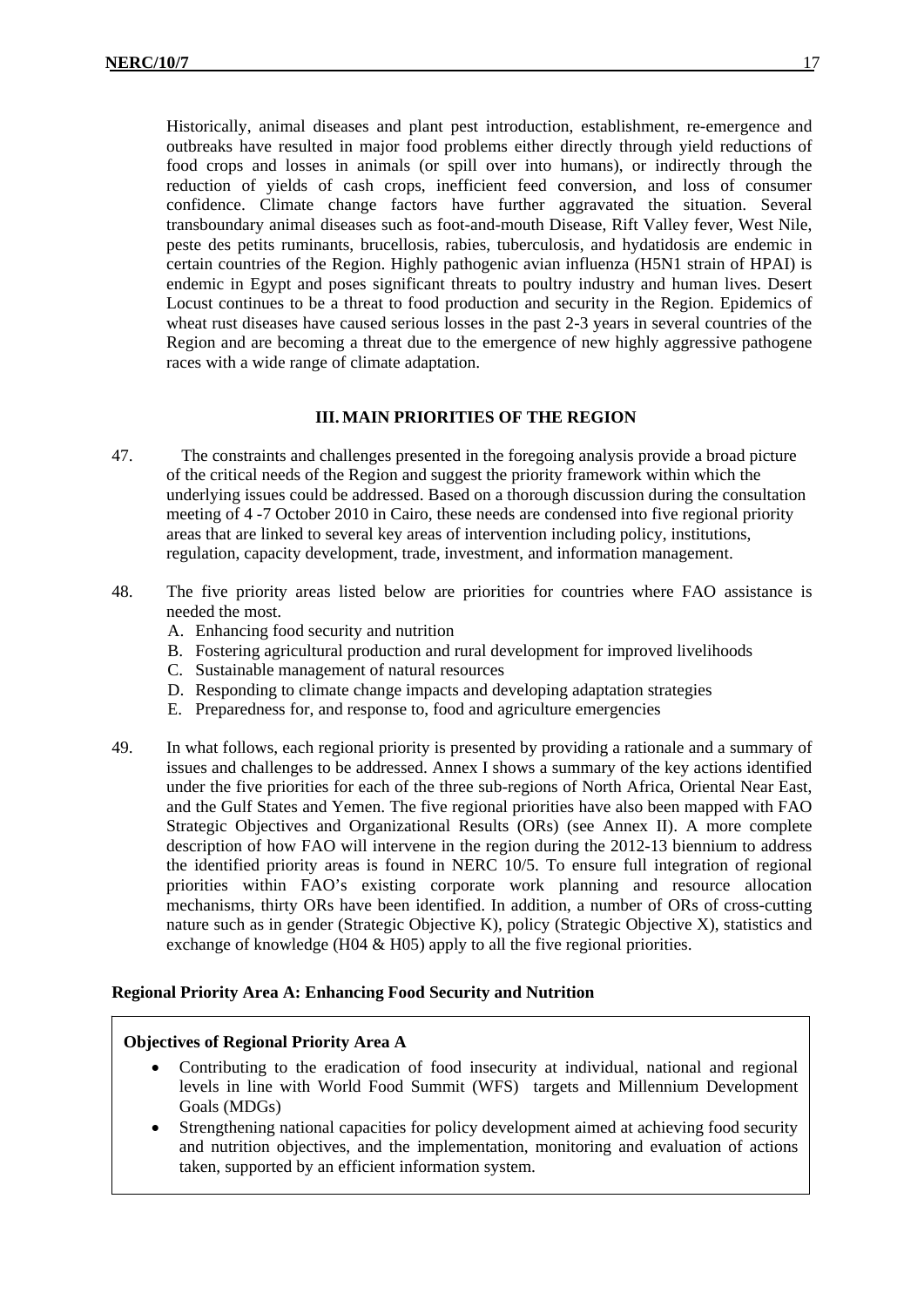Historically, animal diseases and plant pest introduction, establishment, re-emergence and outbreaks have resulted in major food problems either directly through yield reductions of food crops and losses in animals (or spill over into humans), or indirectly through the reduction of yields of cash crops, inefficient feed conversion, and loss of consumer confidence. Climate change factors have further aggravated the situation. Several transboundary animal diseases such as foot-and-mouth Disease, Rift Valley fever, West Nile, peste des petits ruminants, brucellosis, rabies, tuberculosis, and hydatidosis are endemic in certain countries of the Region. Highly pathogenic avian influenza (H5N1 strain of HPAI) is endemic in Egypt and poses significant threats to poultry industry and human lives. Desert Locust continues to be a threat to food production and security in the Region. Epidemics of wheat rust diseases have caused serious losses in the past 2-3 years in several countries of the Region and are becoming a threat due to the emergence of new highly aggressive pathogene races with a wide range of climate adaptation.

## III. MAIN PRIORITIES OF THE REGION

47. The constraints and challenges presented in the foregoing analysis provide a broad picture of the critical needs of the Region and suggest the priority framework within which the underlying issues could be addressed. Based on a thorough discussion during the consultation meeting of 4 -7 October 2010 in Cairo, these needs are condensed into five regional priority areas that are linked to several key areas of intervention including policy, institutions, regulation, capacity development, trade, investment, and information management.

48. The five priority areas listed below are priorities for countries where FAO assistance is needed the most.

   A. Enhancing food security and nutrition
   B. Fostering agricultural production and rural development for improved livelihoods
   C. Sustainable management of natural resources
   D. Responding to climate change impacts and developing adaptation strategies
   E. Preparedness for, and response to, food and agriculture emergencies

49. In what follows, each regional priority is presented by providing a rationale and a summary of issues and challenges to be addressed. Annex I shows a summary of the key actions identified under the five priorities for each of the three sub-regions of North Africa, Oriental Near East, and the Gulf States and Yemen. The five regional priorities have also been mapped with FAO Strategic Objectives and Organizational Results (ORs) (see Annex II). A more complete description of how FAO will intervene in the region during the 2012-13 biennium to address the identified priority areas is found in NERC 10/5. To ensure full integration of regional priorities within FAO's existing corporate work planning and resource allocation mechanisms, thirty ORs have been identified. In addition, a number of ORs of cross-cutting nature such as in gender (Strategic Objective K), policy (Strategic Objective X), statistics and exchange of knowledge (H04 & H05) apply to all the five regional priorities.

### Regional Priority Area A: Enhancing Food Security and Nutrition

**Objectives of Regional Priority Area A**

- Contributing to the eradication of food insecurity at individual, national and regional levels in line with World Food Summit (WFS) targets and Millennium Development Goals (MDGs)
- Strengthening national capacities for policy development aimed at achieving food security and nutrition objectives, and the implementation, monitoring and evaluation of actions taken, supported by an efficient information system.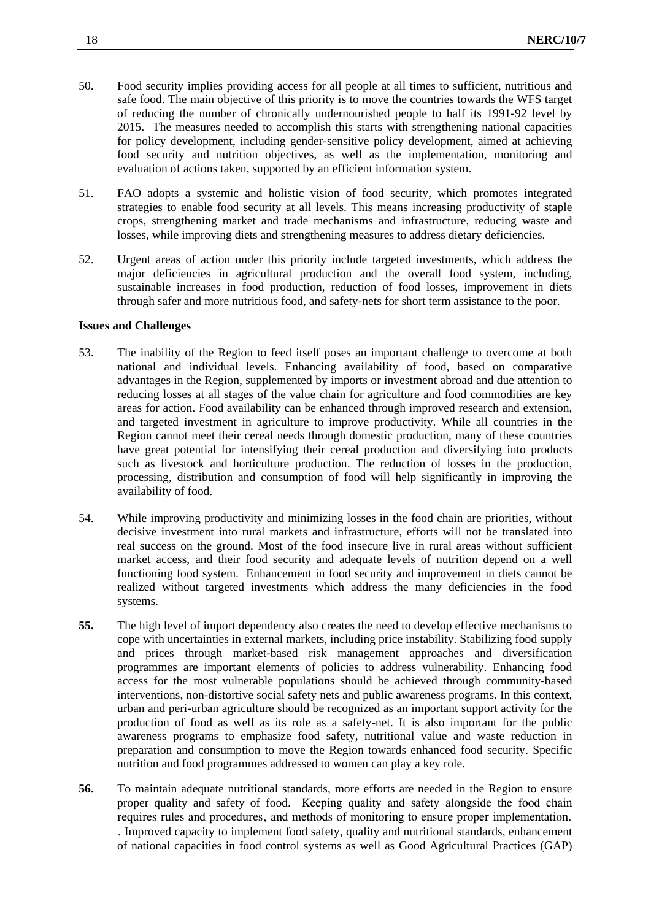50. Food security implies providing access for all people at all times to sufficient, nutritious and safe food. The main objective of this priority is to move the countries towards the WFS target of reducing the number of chronically undernourished people to half its 1991-92 level by 2015. The measures needed to accomplish this starts with strengthening national capacities for policy development, including gender-sensitive policy development, aimed at achieving food security and nutrition objectives, as well as the implementation, monitoring and evaluation of actions taken, supported by an efficient information system.

51. FAO adopts a systemic and holistic vision of food security, which promotes integrated strategies to enable food security at all levels. This means increasing productivity of staple crops, strengthening market and trade mechanisms and infrastructure, reducing waste and losses, while improving diets and strengthening measures to address dietary deficiencies.

52. Urgent areas of action under this priority include targeted investments, which address the major deficiencies in agricultural production and the overall food system, including, sustainable increases in food production, reduction of food losses, improvement in diets through safer and more nutritious food, and safety-nets for short term assistance to the poor.

**Issues and Challenges**

53. The inability of the Region to feed itself poses an important challenge to overcome at both national and individual levels. Enhancing availability of food, based on comparative advantages in the Region, supplemented by imports or investment abroad and due attention to reducing losses at all stages of the value chain for agriculture and food commodities are key areas for action. Food availability can be enhanced through improved research and extension, and targeted investment in agriculture to improve productivity. While all countries in the Region cannot meet their cereal needs through domestic production, many of these countries have great potential for intensifying their cereal production and diversifying into products such as livestock and horticulture production. The reduction of losses in the production, processing, distribution and consumption of food will help significantly in improving the availability of food.

54. While improving productivity and minimizing losses in the food chain are priorities, without decisive investment into rural markets and infrastructure, efforts will not be translated into real success on the ground. Most of the food insecure live in rural areas without sufficient market access, and their food security and adequate levels of nutrition depend on a well functioning food system. Enhancement in food security and improvement in diets cannot be realized without targeted investments which address the many deficiencies in the food systems.

**55.** The high level of import dependency also creates the need to develop effective mechanisms to cope with uncertainties in external markets, including price instability. Stabilizing food supply and prices through market-based risk management approaches and diversification programmes are important elements of policies to address vulnerability. Enhancing food access for the most vulnerable populations should be achieved through community-based interventions, non-distortive social safety nets and public awareness programs. In this context, urban and peri-urban agriculture should be recognized as an important support activity for the production of food as well as its role as a safety-net. It is also important for the public awareness programs to emphasize food safety, nutritional value and waste reduction in preparation and consumption to move the Region towards enhanced food security. Specific nutrition and food programmes addressed to women can play a key role.

**56.** To maintain adequate nutritional standards, more efforts are needed in the Region to ensure proper quality and safety of food. Keeping quality and safety alongside the food chain requires rules and procedures, and methods of monitoring to ensure proper implementation. . Improved capacity to implement food safety, quality and nutritional standards, enhancement of national capacities in food control systems as well as Good Agricultural Practices (GAP)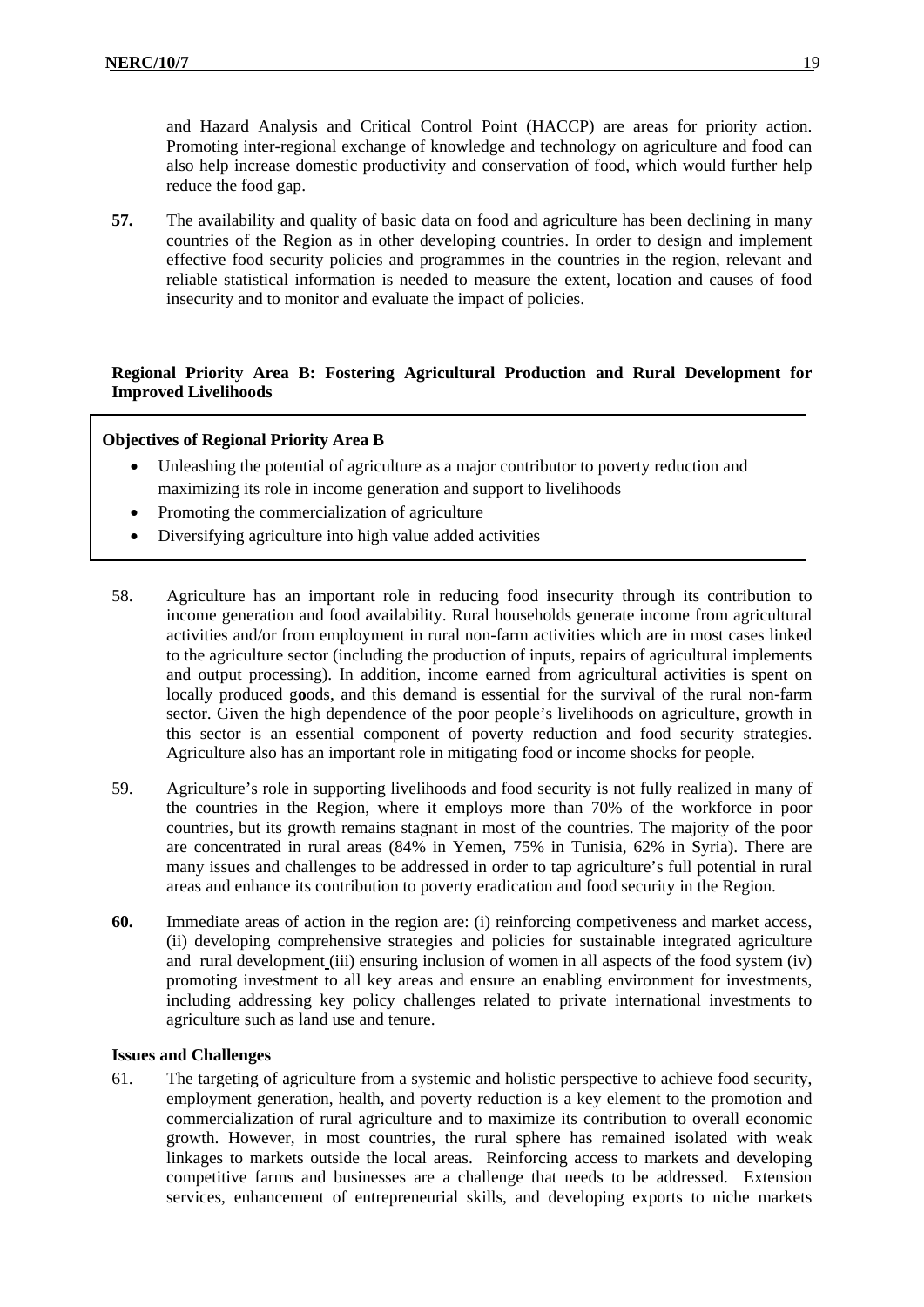and Hazard Analysis and Critical Control Point (HACCP) are areas for priority action. Promoting inter-regional exchange of knowledge and technology on agriculture and food can also help increase domestic productivity and conservation of food, which would further help reduce the food gap.

**57.** The availability and quality of basic data on food and agriculture has been declining in many countries of the Region as in other developing countries. In order to design and implement effective food security policies and programmes in the countries in the region, relevant and reliable statistical information is needed to measure the extent, location and causes of food insecurity and to monitor and evaluate the impact of policies.

**Regional Priority Area B: Fostering Agricultural Production and Rural Development for Improved Livelihoods**

**Objectives of Regional Priority Area B**

- Unleashing the potential of agriculture as a major contributor to poverty reduction and maximizing its role in income generation and support to livelihoods
- Promoting the commercialization of agriculture
- Diversifying agriculture into high value added activities

58. Agriculture has an important role in reducing food insecurity through its contribution to income generation and food availability. Rural households generate income from agricultural activities and/or from employment in rural non-farm activities which are in most cases linked to the agriculture sector (including the production of inputs, repairs of agricultural implements and output processing). In addition, income earned from agricultural activities is spent on locally produced goods, and this demand is essential for the survival of the rural non-farm sector. Given the high dependence of the poor people's livelihoods on agriculture, growth in this sector is an essential component of poverty reduction and food security strategies. Agriculture also has an important role in mitigating food or income shocks for people.

59. Agriculture's role in supporting livelihoods and food security is not fully realized in many of the countries in the Region, where it employs more than 70% of the workforce in poor countries, but its growth remains stagnant in most of the countries. The majority of the poor are concentrated in rural areas (84% in Yemen, 75% in Tunisia, 62% in Syria). There are many issues and challenges to be addressed in order to tap agriculture's full potential in rural areas and enhance its contribution to poverty eradication and food security in the Region.

**60.** Immediate areas of action in the region are: (i) reinforcing competiveness and market access, (ii) developing comprehensive strategies and policies for sustainable integrated agriculture and rural development (iii) ensuring inclusion of women in all aspects of the food system (iv) promoting investment to all key areas and ensure an enabling environment for investments, including addressing key policy challenges related to private international investments to agriculture such as land use and tenure.

**Issues and Challenges**

61. The targeting of agriculture from a systemic and holistic perspective to achieve food security, employment generation, health, and poverty reduction is a key element to the promotion and commercialization of rural agriculture and to maximize its contribution to overall economic growth. However, in most countries, the rural sphere has remained isolated with weak linkages to markets outside the local areas. Reinforcing access to markets and developing competitive farms and businesses are a challenge that needs to be addressed. Extension services, enhancement of entrepreneurial skills, and developing exports to niche markets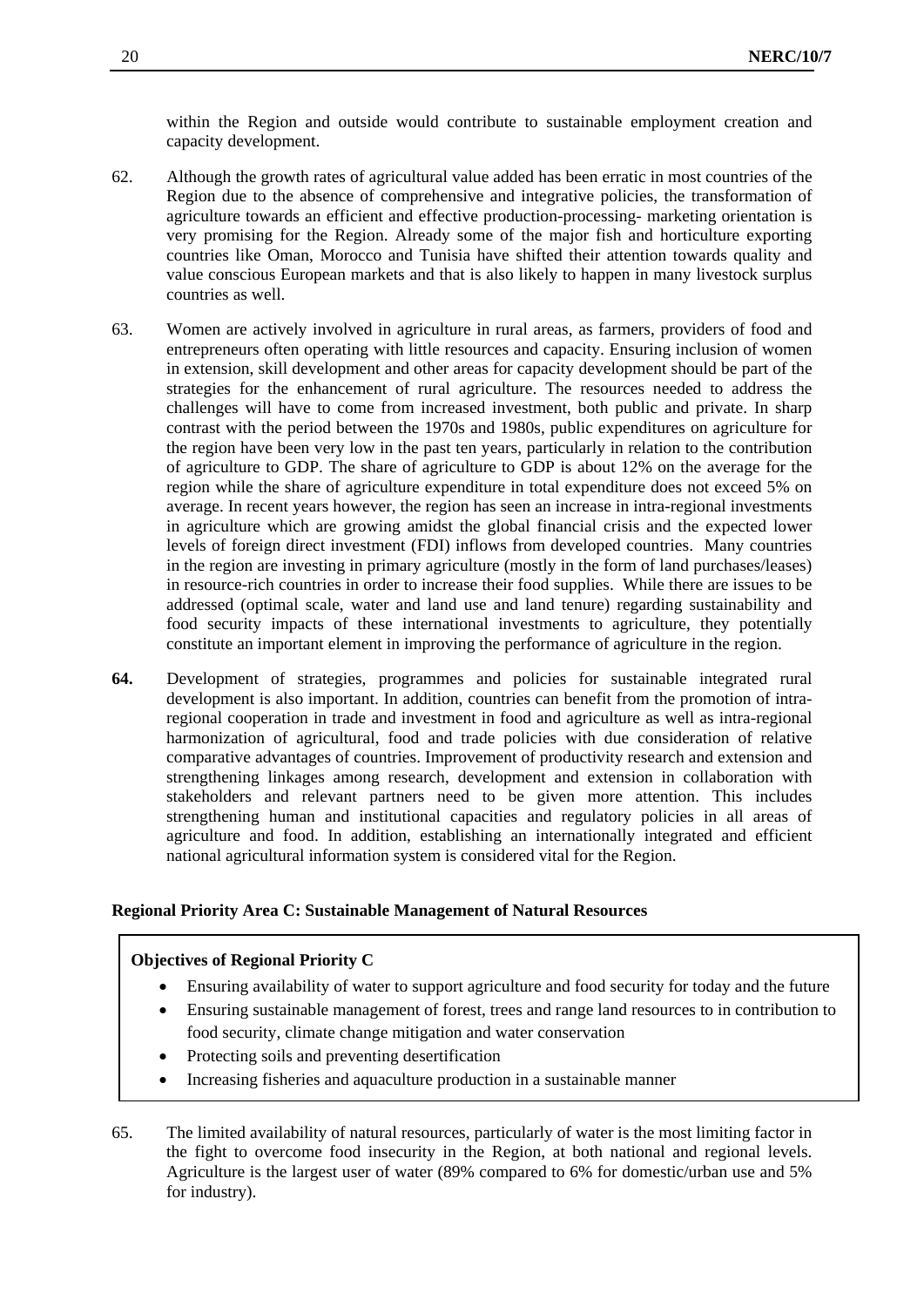within the Region and outside would contribute to sustainable employment creation and capacity development.

62. Although the growth rates of agricultural value added has been erratic in most countries of the Region due to the absence of comprehensive and integrative policies, the transformation of agriculture towards an efficient and effective production-processing- marketing orientation is very promising for the Region. Already some of the major fish and horticulture exporting countries like Oman, Morocco and Tunisia have shifted their attention towards quality and value conscious European markets and that is also likely to happen in many livestock surplus countries as well.

63. Women are actively involved in agriculture in rural areas, as farmers, providers of food and entrepreneurs often operating with little resources and capacity. Ensuring inclusion of women in extension, skill development and other areas for capacity development should be part of the strategies for the enhancement of rural agriculture. The resources needed to address the challenges will have to come from increased investment, both public and private. In sharp contrast with the period between the 1970s and 1980s, public expenditures on agriculture for the region have been very low in the past ten years, particularly in relation to the contribution of agriculture to GDP. The share of agriculture to GDP is about 12% on the average for the region while the share of agriculture expenditure in total expenditure does not exceed 5% on average. In recent years however, the region has seen an increase in intra-regional investments in agriculture which are growing amidst the global financial crisis and the expected lower levels of foreign direct investment (FDI) inflows from developed countries. Many countries in the region are investing in primary agriculture (mostly in the form of land purchases/leases) in resource-rich countries in order to increase their food supplies. While there are issues to be addressed (optimal scale, water and land use and land tenure) regarding sustainability and food security impacts of these international investments to agriculture, they potentially constitute an important element in improving the performance of agriculture in the region.

**64.** Development of strategies, programmes and policies for sustainable integrated rural development is also important. In addition, countries can benefit from the promotion of intra-regional cooperation in trade and investment in food and agriculture as well as intra-regional harmonization of agricultural, food and trade policies with due consideration of relative comparative advantages of countries. Improvement of productivity research and extension and strengthening linkages among research, development and extension in collaboration with stakeholders and relevant partners need to be given more attention. This includes strengthening human and institutional capacities and regulatory policies in all areas of agriculture and food. In addition, establishing an internationally integrated and efficient national agricultural information system is considered vital for the Region.

**Regional Priority Area C: Sustainable Management of Natural Resources**

**Objectives of Regional Priority C**

- Ensuring availability of water to support agriculture and food security for today and the future
- Ensuring sustainable management of forest, trees and range land resources to in contribution to food security, climate change mitigation and water conservation
- Protecting soils and preventing desertification
- Increasing fisheries and aquaculture production in a sustainable manner

65. The limited availability of natural resources, particularly of water is the most limiting factor in the fight to overcome food insecurity in the Region, at both national and regional levels. Agriculture is the largest user of water (89% compared to 6% for domestic/urban use and 5% for industry).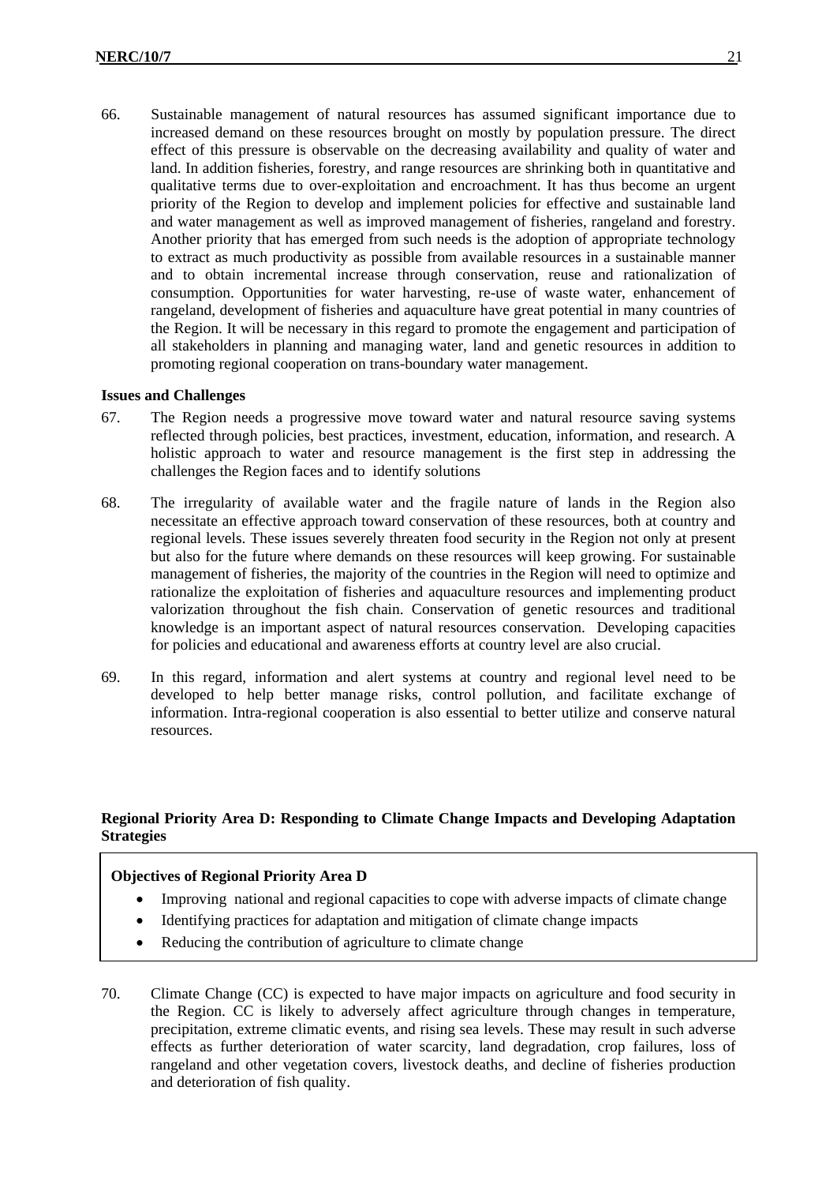66. Sustainable management of natural resources has assumed significant importance due to increased demand on these resources brought on mostly by population pressure. The direct effect of this pressure is observable on the decreasing availability and quality of water and land. In addition fisheries, forestry, and range resources are shrinking both in quantitative and qualitative terms due to over-exploitation and encroachment. It has thus become an urgent priority of the Region to develop and implement policies for effective and sustainable land and water management as well as improved management of fisheries, rangeland and forestry. Another priority that has emerged from such needs is the adoption of appropriate technology to extract as much productivity as possible from available resources in a sustainable manner and to obtain incremental increase through conservation, reuse and rationalization of consumption. Opportunities for water harvesting, re-use of waste water, enhancement of rangeland, development of fisheries and aquaculture have great potential in many countries of the Region. It will be necessary in this regard to promote the engagement and participation of all stakeholders in planning and managing water, land and genetic resources in addition to promoting regional cooperation on trans-boundary water management.

**Issues and Challenges**

67. The Region needs a progressive move toward water and natural resource saving systems reflected through policies, best practices, investment, education, information, and research. A holistic approach to water and resource management is the first step in addressing the challenges the Region faces and to identify solutions

68. The irregularity of available water and the fragile nature of lands in the Region also necessitate an effective approach toward conservation of these resources, both at country and regional levels. These issues severely threaten food security in the Region not only at present but also for the future where demands on these resources will keep growing. For sustainable management of fisheries, the majority of the countries in the Region will need to optimize and rationalize the exploitation of fisheries and aquaculture resources and implementing product valorization throughout the fish chain. Conservation of genetic resources and traditional knowledge is an important aspect of natural resources conservation. Developing capacities for policies and educational and awareness efforts at country level are also crucial.

69. In this regard, information and alert systems at country and regional level need to be developed to help better manage risks, control pollution, and facilitate exchange of information. Intra-regional cooperation is also essential to better utilize and conserve natural resources.

**Regional Priority Area D: Responding to Climate Change Impacts and Developing Adaptation Strategies**

**Objectives of Regional Priority Area D**

- Improving national and regional capacities to cope with adverse impacts of climate change
- Identifying practices for adaptation and mitigation of climate change impacts
- Reducing the contribution of agriculture to climate change

70. Climate Change (CC) is expected to have major impacts on agriculture and food security in the Region. CC is likely to adversely affect agriculture through changes in temperature, precipitation, extreme climatic events, and rising sea levels. These may result in such adverse effects as further deterioration of water scarcity, land degradation, crop failures, loss of rangeland and other vegetation covers, livestock deaths, and decline of fisheries production and deterioration of fish quality.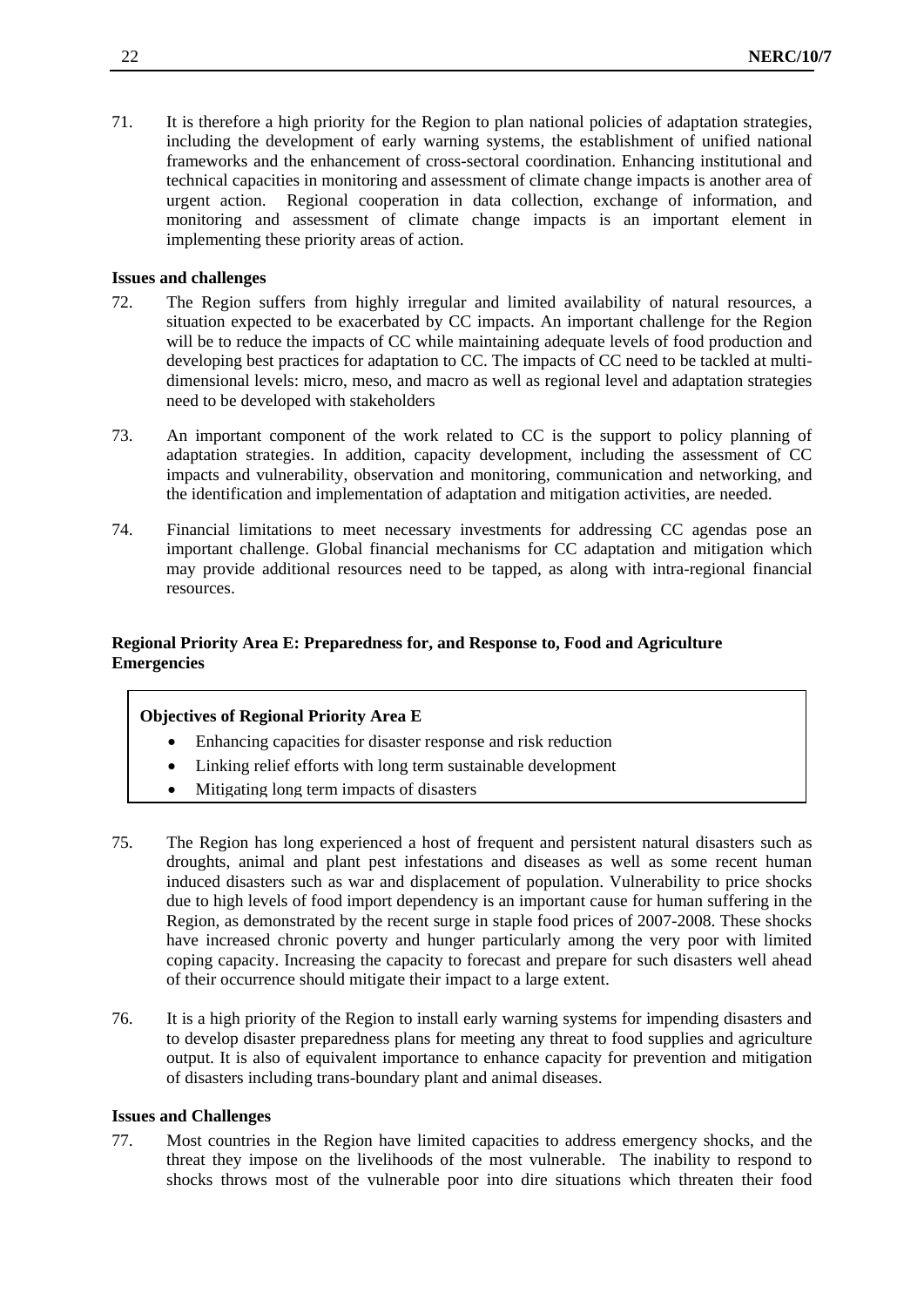71. It is therefore a high priority for the Region to plan national policies of adaptation strategies, including the development of early warning systems, the establishment of unified national frameworks and the enhancement of cross-sectoral coordination. Enhancing institutional and technical capacities in monitoring and assessment of climate change impacts is another area of urgent action. Regional cooperation in data collection, exchange of information, and monitoring and assessment of climate change impacts is an important element in implementing these priority areas of action.

**Issues and challenges**

72. The Region suffers from highly irregular and limited availability of natural resources, a situation expected to be exacerbated by CC impacts. An important challenge for the Region will be to reduce the impacts of CC while maintaining adequate levels of food production and developing best practices for adaptation to CC. The impacts of CC need to be tackled at multi-dimensional levels: micro, meso, and macro as well as regional level and adaptation strategies need to be developed with stakeholders

73. An important component of the work related to CC is the support to policy planning of adaptation strategies. In addition, capacity development, including the assessment of CC impacts and vulnerability, observation and monitoring, communication and networking, and the identification and implementation of adaptation and mitigation activities, are needed.

74. Financial limitations to meet necessary investments for addressing CC agendas pose an important challenge. Global financial mechanisms for CC adaptation and mitigation which may provide additional resources need to be tapped, as along with intra-regional financial resources.

**Regional Priority Area E: Preparedness for, and Response to, Food and Agriculture Emergencies**

**Objectives of Regional Priority Area E**

- Enhancing capacities for disaster response and risk reduction
- Linking relief efforts with long term sustainable development
- Mitigating long term impacts of disasters

75. The Region has long experienced a host of frequent and persistent natural disasters such as droughts, animal and plant pest infestations and diseases as well as some recent human induced disasters such as war and displacement of population. Vulnerability to price shocks due to high levels of food import dependency is an important cause for human suffering in the Region, as demonstrated by the recent surge in staple food prices of 2007-2008. These shocks have increased chronic poverty and hunger particularly among the very poor with limited coping capacity. Increasing the capacity to forecast and prepare for such disasters well ahead of their occurrence should mitigate their impact to a large extent.

76. It is a high priority of the Region to install early warning systems for impending disasters and to develop disaster preparedness plans for meeting any threat to food supplies and agriculture output. It is also of equivalent importance to enhance capacity for prevention and mitigation of disasters including trans-boundary plant and animal diseases.

**Issues and Challenges**

77. Most countries in the Region have limited capacities to address emergency shocks, and the threat they impose on the livelihoods of the most vulnerable. The inability to respond to shocks throws most of the vulnerable poor into dire situations which threaten their food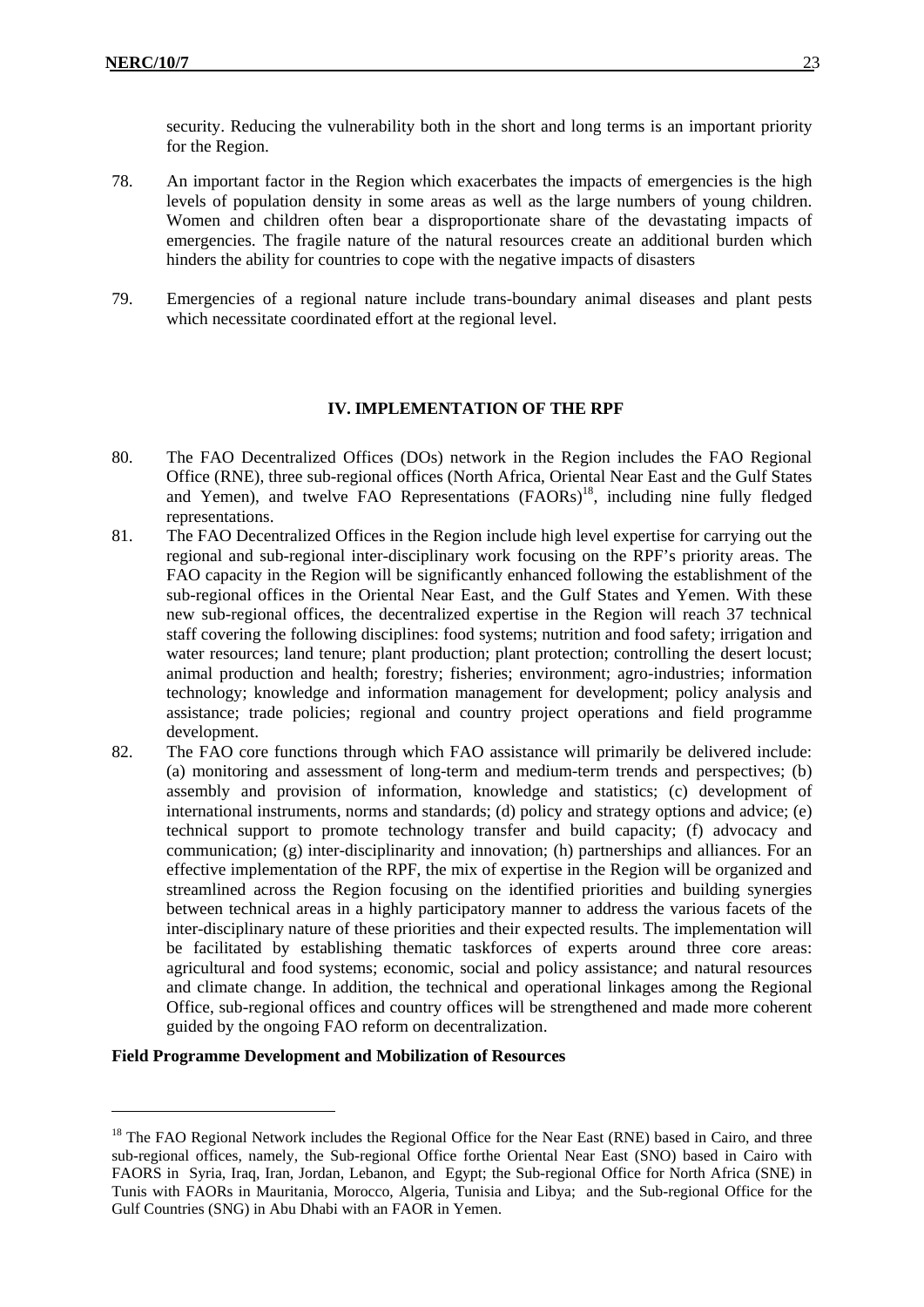security. Reducing the vulnerability both in the short and long terms is an important priority for the Region.

78. An important factor in the Region which exacerbates the impacts of emergencies is the high levels of population density in some areas as well as the large numbers of young children. Women and children often bear a disproportionate share of the devastating impacts of emergencies. The fragile nature of the natural resources create an additional burden which hinders the ability for countries to cope with the negative impacts of disasters

79. Emergencies of a regional nature include trans-boundary animal diseases and plant pests which necessitate coordinated effort at the regional level.

## IV. IMPLEMENTATION OF THE RPF

80. The FAO Decentralized Offices (DOs) network in the Region includes the FAO Regional Office (RNE), three sub-regional offices (North Africa, Oriental Near East and the Gulf States and Yemen), and twelve FAO Representations (FAORs)[18], including nine fully fledged representations.

81. The FAO Decentralized Offices in the Region include high level expertise for carrying out the regional and sub-regional inter-disciplinary work focusing on the RPF's priority areas. The FAO capacity in the Region will be significantly enhanced following the establishment of the sub-regional offices in the Oriental Near East, and the Gulf States and Yemen. With these new sub-regional offices, the decentralized expertise in the Region will reach 37 technical staff covering the following disciplines: food systems; nutrition and food safety; irrigation and water resources; land tenure; plant production; plant protection; controlling the desert locust; animal production and health; forestry; fisheries; environment; agro-industries; information technology; knowledge and information management for development; policy analysis and assistance; trade policies; regional and country project operations and field programme development.

82. The FAO core functions through which FAO assistance will primarily be delivered include: (a) monitoring and assessment of long-term and medium-term trends and perspectives; (b) assembly and provision of information, knowledge and statistics; (c) development of international instruments, norms and standards; (d) policy and strategy options and advice; (e) technical support to promote technology transfer and build capacity; (f) advocacy and communication; (g) inter-disciplinarity and innovation; (h) partnerships and alliances. For an effective implementation of the RPF, the mix of expertise in the Region will be organized and streamlined across the Region focusing on the identified priorities and building synergies between technical areas in a highly participatory manner to address the various facets of the inter-disciplinary nature of these priorities and their expected results. The implementation will be facilitated by establishing thematic taskforces of experts around three core areas: agricultural and food systems; economic, social and policy assistance; and natural resources and climate change. In addition, the technical and operational linkages among the Regional Office, sub-regional offices and country offices will be strengthened and made more coherent guided by the ongoing FAO reform on decentralization.

**Field Programme Development and Mobilization of Resources**

---

[18] The FAO Regional Network includes the Regional Office for the Near East (RNE) based in Cairo, and three sub-regional offices, namely, the Sub-regional Office forthe Oriental Near East (SNO) based in Cairo with FAORS in Syria, Iraq, Iran, Jordan, Lebanon, and Egypt; the Sub-regional Office for North Africa (SNE) in Tunis with FAORs in Mauritania, Morocco, Algeria, Tunisia and Libya; and the Sub-regional Office for the Gulf Countries (SNG) in Abu Dhabi with an FAOR in Yemen.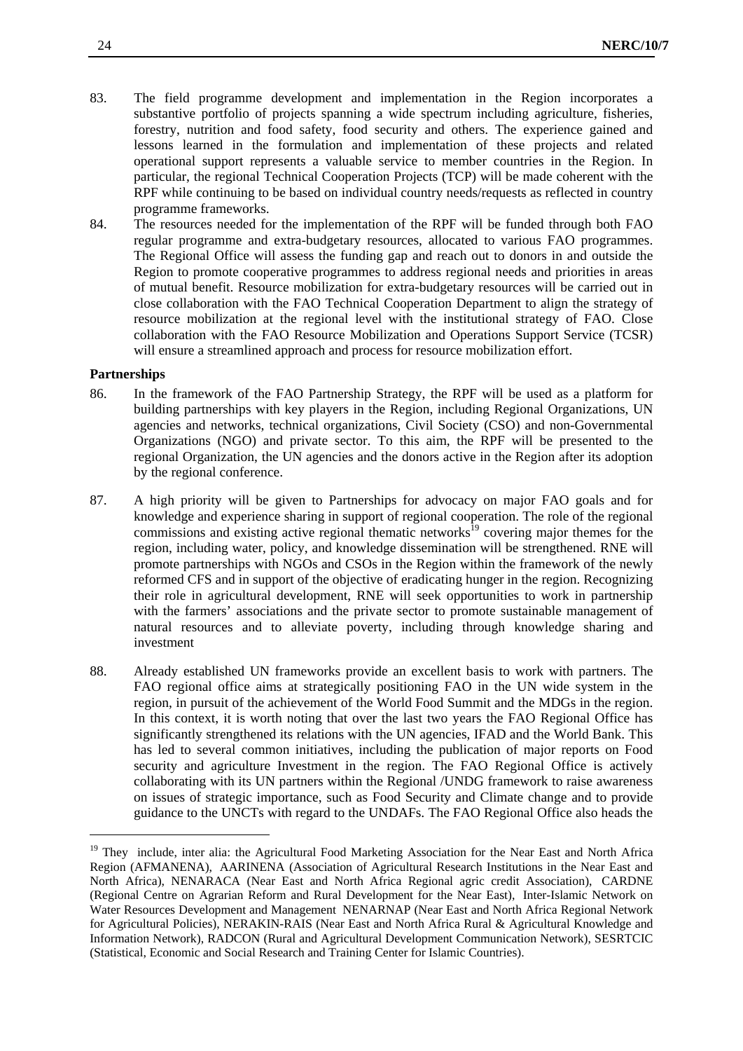83. The field programme development and implementation in the Region incorporates a substantive portfolio of projects spanning a wide spectrum including agriculture, fisheries, forestry, nutrition and food safety, food security and others. The experience gained and lessons learned in the formulation and implementation of these projects and related operational support represents a valuable service to member countries in the Region. In particular, the regional Technical Cooperation Projects (TCP) will be made coherent with the RPF while continuing to be based on individual country needs/requests as reflected in country programme frameworks.

84. The resources needed for the implementation of the RPF will be funded through both FAO regular programme and extra-budgetary resources, allocated to various FAO programmes. The Regional Office will assess the funding gap and reach out to donors in and outside the Region to promote cooperative programmes to address regional needs and priorities in areas of mutual benefit. Resource mobilization for extra-budgetary resources will be carried out in close collaboration with the FAO Technical Cooperation Department to align the strategy of resource mobilization at the regional level with the institutional strategy of FAO. Close collaboration with the FAO Resource Mobilization and Operations Support Service (TCSR) will ensure a streamlined approach and process for resource mobilization effort.

**Partnerships**

86. In the framework of the FAO Partnership Strategy, the RPF will be used as a platform for building partnerships with key players in the Region, including Regional Organizations, UN agencies and networks, technical organizations, Civil Society (CSO) and non-Governmental Organizations (NGO) and private sector. To this aim, the RPF will be presented to the regional Organization, the UN agencies and the donors active in the Region after its adoption by the regional conference.

87. A high priority will be given to Partnerships for advocacy on major FAO goals and for knowledge and experience sharing in support of regional cooperation. The role of the regional commissions and existing active regional thematic networks[19] covering major themes for the region, including water, policy, and knowledge dissemination will be strengthened. RNE will promote partnerships with NGOs and CSOs in the Region within the framework of the newly reformed CFS and in support of the objective of eradicating hunger in the region. Recognizing their role in agricultural development, RNE will seek opportunities to work in partnership with the farmers' associations and the private sector to promote sustainable management of natural resources and to alleviate poverty, including through knowledge sharing and investment

88. Already established UN frameworks provide an excellent basis to work with partners. The FAO regional office aims at strategically positioning FAO in the UN wide system in the region, in pursuit of the achievement of the World Food Summit and the MDGs in the region. In this context, it is worth noting that over the last two years the FAO Regional Office has significantly strengthened its relations with the UN agencies, IFAD and the World Bank. This has led to several common initiatives, including the publication of major reports on Food security and agriculture Investment in the region. The FAO Regional Office is actively collaborating with its UN partners within the Regional /UNDG framework to raise awareness on issues of strategic importance, such as Food Security and Climate change and to provide guidance to the UNCTs with regard to the UNDAFs. The FAO Regional Office also heads the

---

[19] They include, inter alia: the Agricultural Food Marketing Association for the Near East and North Africa Region (AFMANENA), AARINENA (Association of Agricultural Research Institutions in the Near East and North Africa), NENARACA (Near East and North Africa Regional agric credit Association), CARDNE (Regional Centre on Agrarian Reform and Rural Development for the Near East), Inter-Islamic Network on Water Resources Development and Management NENARNAP (Near East and North Africa Regional Network for Agricultural Policies), NERAKIN-RAIS (Near East and North Africa Rural & Agricultural Knowledge and Information Network), RADCON (Rural and Agricultural Development Communication Network), SESRTCIC (Statistical, Economic and Social Research and Training Center for Islamic Countries).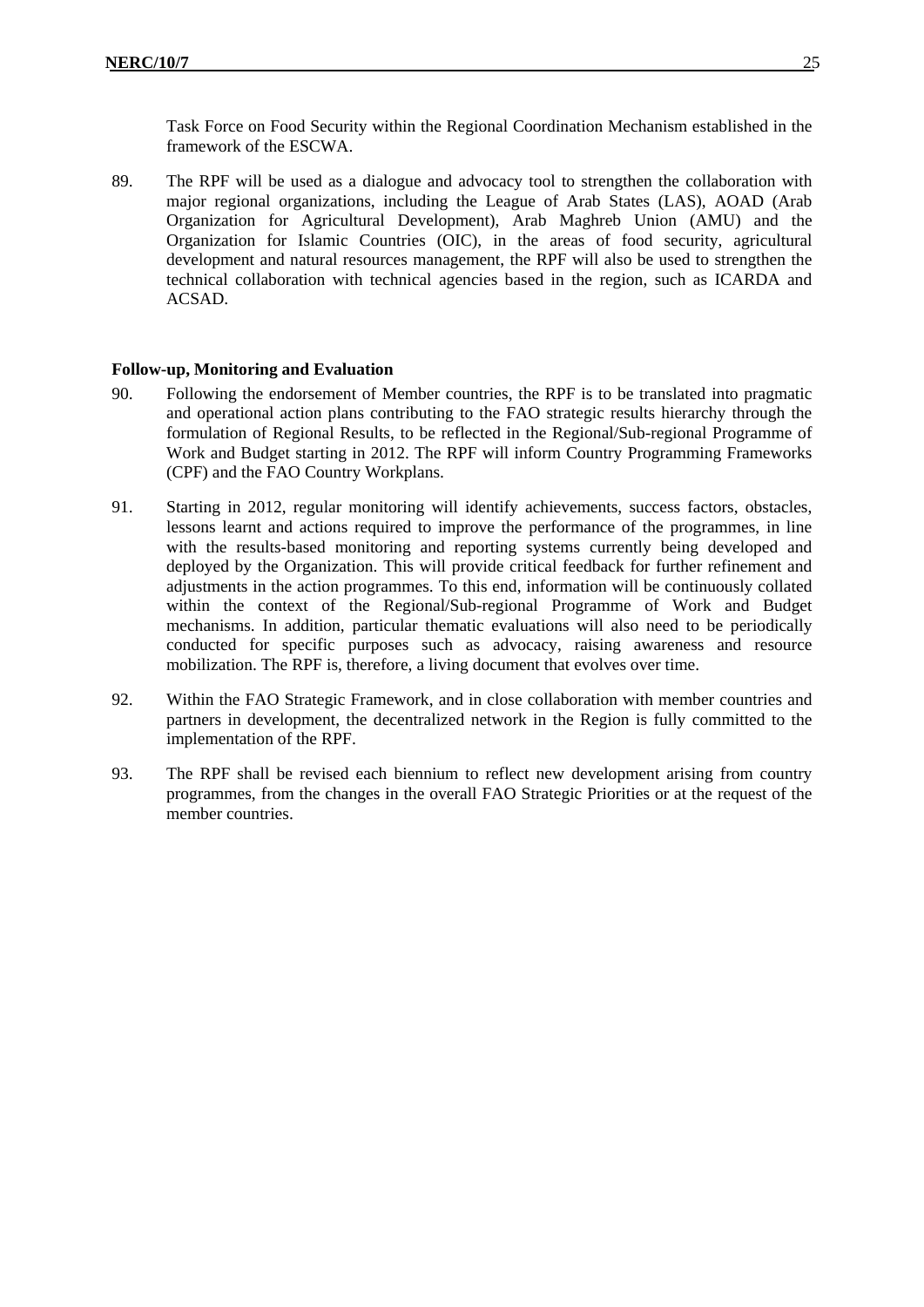Task Force on Food Security within the Regional Coordination Mechanism established in the framework of the ESCWA.

89. The RPF will be used as a dialogue and advocacy tool to strengthen the collaboration with major regional organizations, including the League of Arab States (LAS), AOAD (Arab Organization for Agricultural Development), Arab Maghreb Union (AMU) and the Organization for Islamic Countries (OIC), in the areas of food security, agricultural development and natural resources management, the RPF will also be used to strengthen the technical collaboration with technical agencies based in the region, such as ICARDA and ACSAD.

**Follow-up, Monitoring and Evaluation**

90. Following the endorsement of Member countries, the RPF is to be translated into pragmatic and operational action plans contributing to the FAO strategic results hierarchy through the formulation of Regional Results, to be reflected in the Regional/Sub-regional Programme of Work and Budget starting in 2012. The RPF will inform Country Programming Frameworks (CPF) and the FAO Country Workplans.

91. Starting in 2012, regular monitoring will identify achievements, success factors, obstacles, lessons learnt and actions required to improve the performance of the programmes, in line with the results-based monitoring and reporting systems currently being developed and deployed by the Organization. This will provide critical feedback for further refinement and adjustments in the action programmes. To this end, information will be continuously collated within the context of the Regional/Sub-regional Programme of Work and Budget mechanisms. In addition, particular thematic evaluations will also need to be periodically conducted for specific purposes such as advocacy, raising awareness and resource mobilization. The RPF is, therefore, a living document that evolves over time.

92. Within the FAO Strategic Framework, and in close collaboration with member countries and partners in development, the decentralized network in the Region is fully committed to the implementation of the RPF.

93. The RPF shall be revised each biennium to reflect new development arising from country programmes, from the changes in the overall FAO Strategic Priorities or at the request of the member countries.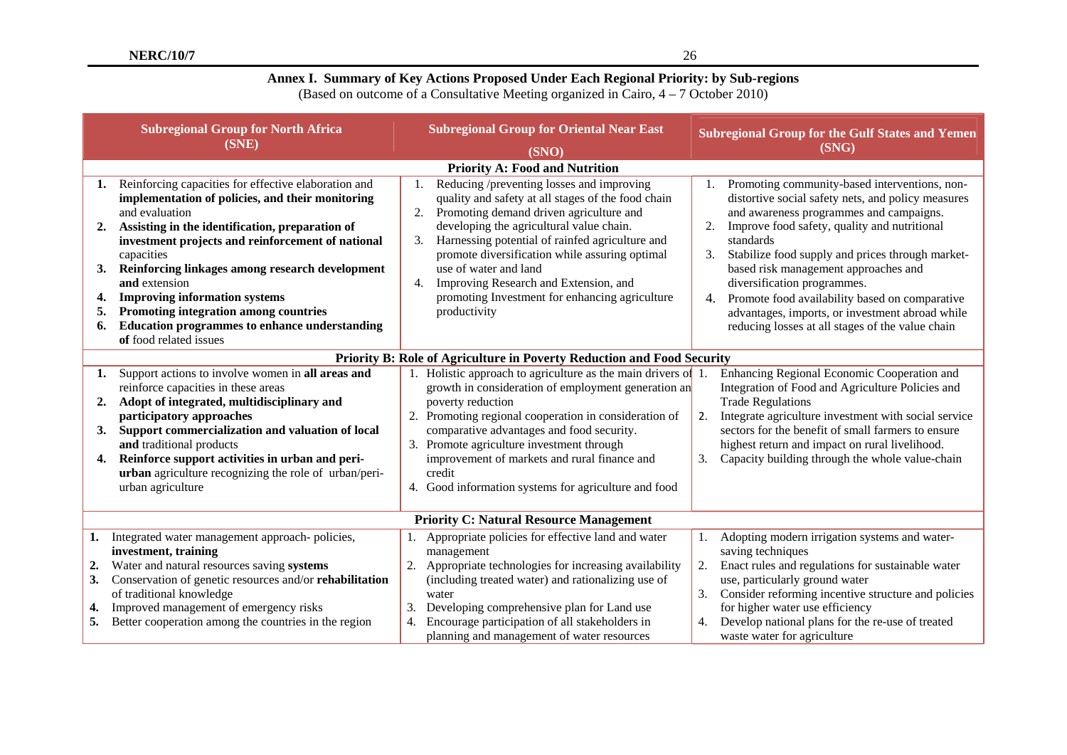## Annex I. Summary of Key Actions Proposed Under Each Regional Priority: by Sub-regions

(Based on outcome of a Consultative Meeting organized in Cairo, 4 – 7 October 2010)

| **Subregional Group for North Africa (SNE)** | **Subregional Group for Oriental Near East (SNO)** | **Subregional Group for the Gulf States and Yemen (SNG)** |
|---|---|---|
| **Priority A: Food and Nutrition** | | |
| **1.** Reinforcing capacities for effective elaboration and **implementation of policies, and their monitoring** and evaluation<br>**2. Assisting in the identification, preparation of investment projects and reinforcement of national** capacities<br>**3. Reinforcing linkages among research development and** extension<br>**4. Improving information systems**<br>**5. Promoting integration among countries**<br>**6. Education programmes to enhance understanding of** food related issues | 1. Reducing /preventing losses and improving quality and safety at all stages of the food chain<br>2. Promoting demand driven agriculture and developing the agricultural value chain.<br>3. Harnessing potential of rainfed agriculture and promote diversification while assuring optimal use of water and land<br>4. Improving Research and Extension, and promoting Investment for enhancing agriculture productivity | 1. Promoting community-based interventions, non-distortive social safety nets, and policy measures and awareness programmes and campaigns.<br>2. Improve food safety, quality and nutritional standards<br>3. Stabilize food supply and prices through market-based risk management approaches and diversification programmes.<br>4. Promote food availability based on comparative advantages, imports, or investment abroad while reducing losses at all stages of the value chain |
| **Priority B: Role of Agriculture in Poverty Reduction and Food Security** | | |
| **1.** Support actions to involve women in **all areas and** reinforce capacities in these areas<br>**2. Adopt of integrated, multidisciplinary and participatory approaches**<br>**3. Support commercialization and valuation of local and** traditional products<br>**4. Reinforce support activities in urban and peri-urban** agriculture recognizing the role of urban/peri-urban agriculture | 1. Holistic approach to agriculture as the main drivers of growth in consideration of employment generation an poverty reduction<br>2. Promoting regional cooperation in consideration of comparative advantages and food security.<br>3. Promote agriculture investment through improvement of markets and rural finance and credit<br>4. Good information systems for agriculture and food | 1. Enhancing Regional Economic Cooperation and Integration of Food and Agriculture Policies and Trade Regulations<br>2. Integrate agriculture investment with social service sectors for the benefit of small farmers to ensure highest return and impact on rural livelihood.<br>3. Capacity building through the whole value-chain |
| **Priority C: Natural Resource Management** | | |
| **1.** Integrated water management approach- policies, **investment, training**<br>**2.** Water and natural resources saving **systems**<br>**3.** Conservation of genetic resources and/or **rehabilitation** of traditional knowledge<br>**4.** Improved management of emergency risks<br>**5.** Better cooperation among the countries in the region | 1. Appropriate policies for effective land and water management<br>2. Appropriate technologies for increasing availability (including treated water) and rationalizing use of water<br>3. Developing comprehensive plan for Land use<br>4. Encourage participation of all stakeholders in planning and management of water resources | 1. Adopting modern irrigation systems and water-saving techniques<br>2. Enact rules and regulations for sustainable water use, particularly ground water<br>3. Consider reforming incentive structure and policies for higher water use efficiency<br>4. Develop national plans for the re-use of treated waste water for agriculture |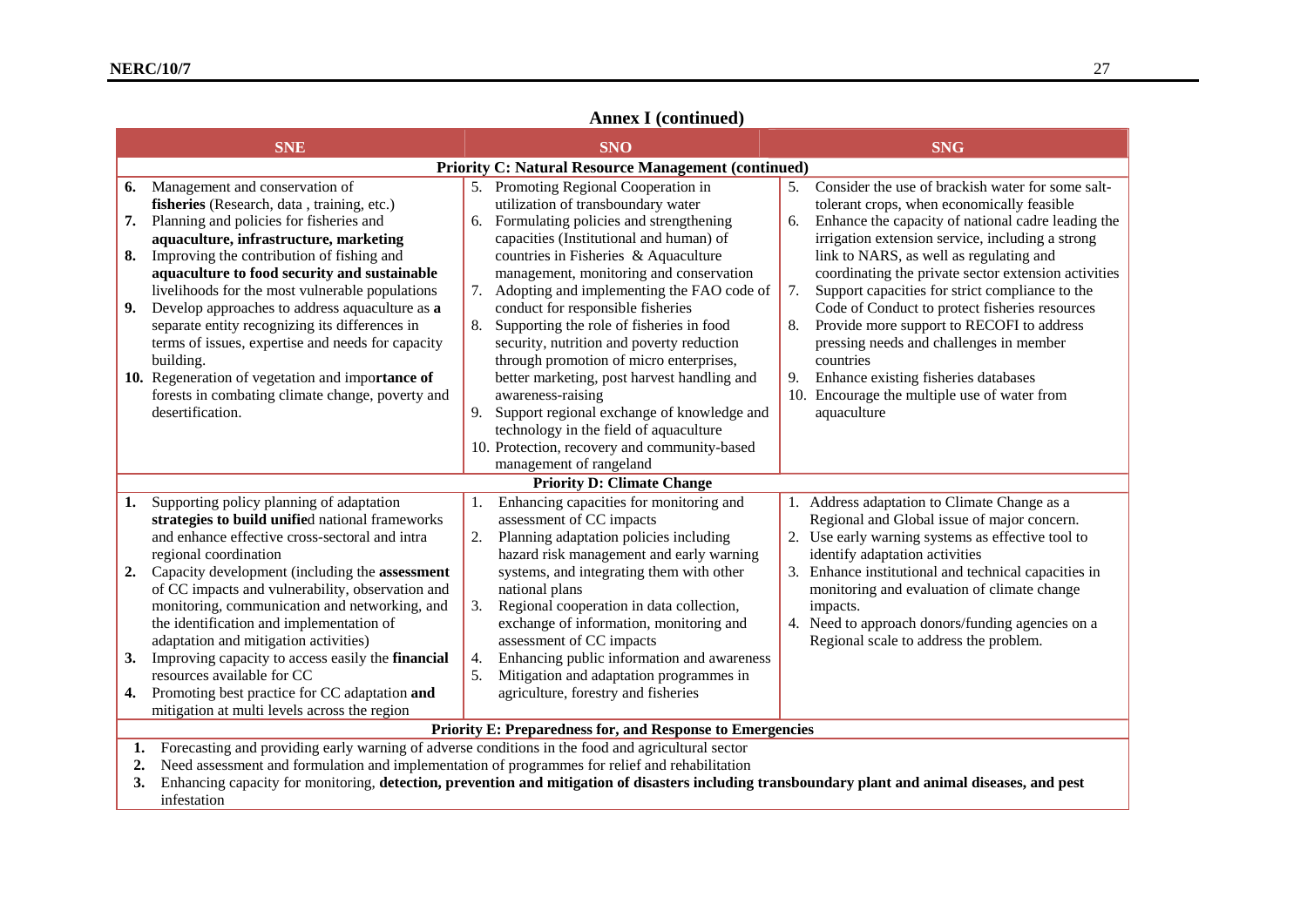## Annex I (continued)

| SNE | SNO | SNG |
|---|---|---|
| **Priority C: Natural Resource Management (continued)** | | |
| **6.** Management and conservation of **fisheries** (Research, data , training, etc.)<br>**7.** Planning and policies for fisheries and **aquaculture, infrastructure, marketing**<br>**8.** Improving the contribution of fishing and **aquaculture to food security and sustainable** livelihoods for the most vulnerable populations<br>**9.** Develop approaches to address aquaculture as **a** separate entity recognizing its differences in terms of issues, expertise and needs for capacity building.<br>**10.** Regeneration of vegetation and impo**rtance of** forests in combating climate change, poverty and desertification. | 5. Promoting Regional Cooperation in utilization of transboundary water<br>6. Formulating policies and strengthening capacities (Institutional and human) of countries in Fisheries & Aquaculture management, monitoring and conservation<br>7. Adopting and implementing the FAO code of conduct for responsible fisheries<br>8. Supporting the role of fisheries in food security, nutrition and poverty reduction through promotion of micro enterprises, better marketing, post harvest handling and awareness-raising<br>9. Support regional exchange of knowledge and technology in the field of aquaculture<br>10. Protection, recovery and community-based management of rangeland | 5. Consider the use of brackish water for some salt-tolerant crops, when economically feasible<br>6. Enhance the capacity of national cadre leading the irrigation extension service, including a strong link to NARS, as well as regulating and coordinating the private sector extension activities<br>7. Support capacities for strict compliance to the Code of Conduct to protect fisheries resources<br>8. Provide more support to RECOFI to address pressing needs and challenges in member countries<br>9. Enhance existing fisheries databases<br>10. Encourage the multiple use of water from aquaculture |
| **Priority D: Climate Change** | | |
| **1.** Supporting policy planning of adaptation **strategies to build unifie**d national frameworks and enhance effective cross-sectoral and intra regional coordination<br>**2.** Capacity development (including the **assessment** of CC impacts and vulnerability, observation and monitoring, communication and networking, and the identification and implementation of adaptation and mitigation activities)<br>**3.** Improving capacity to access easily the **financial** resources available for CC<br>**4.** Promoting best practice for CC adaptation **and** mitigation at multi levels across the region | 1. Enhancing capacities for monitoring and assessment of CC impacts<br>2. Planning adaptation policies including hazard risk management and early warning systems, and integrating them with other national plans<br>3. Regional cooperation in data collection, exchange of information, monitoring and assessment of CC impacts<br>4. Enhancing public information and awareness<br>5. Mitigation and adaptation programmes in agriculture, forestry and fisheries | 1. Address adaptation to Climate Change as a Regional and Global issue of major concern.<br>2. Use early warning systems as effective tool to identify adaptation activities<br>3. Enhance institutional and technical capacities in monitoring and evaluation of climate change impacts.<br>4. Need to approach donors/funding agencies on a Regional scale to address the problem. |
| **Priority E: Preparedness for, and Response to Emergencies** | | |
| **1.** Forecasting and providing early warning of adverse conditions in the food and agricultural sector<br>**2.** Need assessment and formulation and implementation of programmes for relief and rehabilitation<br>**3.** Enhancing capacity for monitoring, **detection, prevention and mitigation of disasters including transboundary plant and animal diseases, and pest** infestation | | |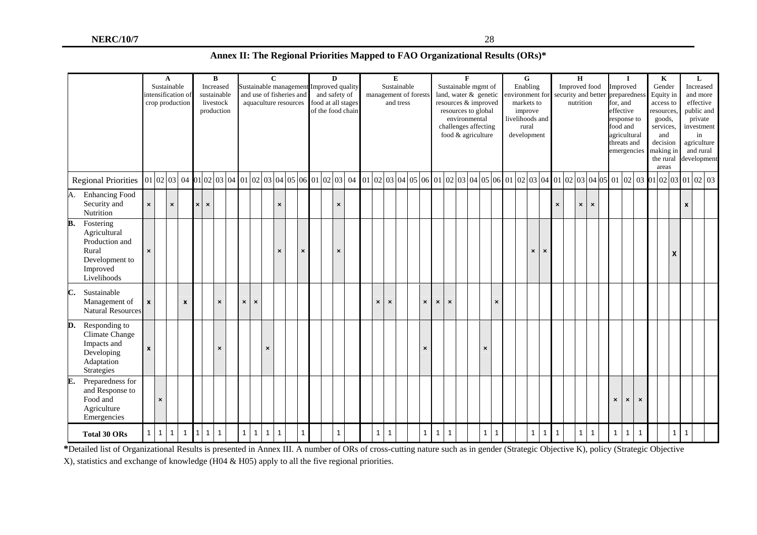## Annex II: The Regional Priorities Mapped to FAO Organizational Results (ORs)*

| | A Sustainable intensification of crop production | | | | B Increased sustainable livestock production | | | | C Sustainable management and use of fisheries and aquaculture resources | | | | | | D Improved quality and safety of food at all stages of the food chain | | | | E Sustainable management of forests and tress | | | | | | F Sustainable mgmt of land, water & genetic resources & improved resources to global environmental challenges affecting food & agriculture | | | | | | G Enabling environment for markets to improve livelihoods and rural development | | | | H Improved food security and better nutrition | | | | | I Improved preparedness for, and effective response to food and agricultural threats and emergencies | | | K Gender Equity in access to resources, goods, services, and decision making in the rural areas | | | L Increased and more effective public and private investment in agriculture and rural development | | |
|---|---|---|---|---|---|---|---|---|---|---|---|---|---|---|---|---|---|---|---|---|---|---|---|---|---|---|---|---|---|---|---|---|---|---|---|---|---|---|---|---|---|---|---|---|---|---|---|
| Regional Priorities | 01 | 02 | 03 | 04 | 01 | 02 | 03 | 04 | 01 | 02 | 03 | 04 | 05 | 06 | 01 | 02 | 03 | 04 | 01 | 02 | 03 | 04 | 05 | 06 | 01 | 02 | 03 | 04 | 05 | 06 | 01 | 02 | 03 | 04 | 01 | 02 | 03 | 04 | 05 | 01 | 02 | 03 | 01 | 02 | 03 | 01 | 02 | 03 |
| A. Enhancing Food Security and Nutrition | × | | × | | × | × | | | | | | × | | | | | × | | | | | | | | | | | | | | | | | | × | | × | × | | | | | | | | x | | |
| B. Fostering Agricultural Production and Rural Development to Improved Livelihoods | × | | | | | | | | | | | × | | × | | | × | | | | | | | | | | | | | | | | × | × | | | | | | | | | | | X | | | |
| C. Sustainable Management of Natural Resources | x | | | x | | | × | | × | × | | | | | | | | | | × | × | | | × | × | × | | | | × | | | | | | | | | | | | | | | | | | |
| D. Responding to Climate Change Impacts and Developing Adaptation Strategies | x | | | | | | × | | | | × | | | | | | | | | | | | | × | | | | | × | | | | | | | | | | | | | | | | | | | |
| E. Preparedness for and Response to Food and Agriculture Emergencies | | × | | | | | | | | | | | | | | | | | | | | | | | | | | | | | | | | | | | | | | × | × | × | | | | | | |
| **Total 30 ORs** | 1 | 1 | 1 | 1 | 1 | 1 | 1 | | 1 | 1 | 1 | 1 | | 1 | | | 1 | | | 1 | 1 | | | 1 | 1 | 1 | | | 1 | 1 | | | 1 | 1 | 1 | | 1 | 1 | | 1 | 1 | 1 | | | 1 | 1 | | |

**\***Detailed list of Organizational Results is presented in Annex III. A number of ORs of cross-cutting nature such as in gender (Strategic Objective K), policy (Strategic Objective X), statistics and exchange of knowledge (H04 & H05) apply to all the five regional priorities.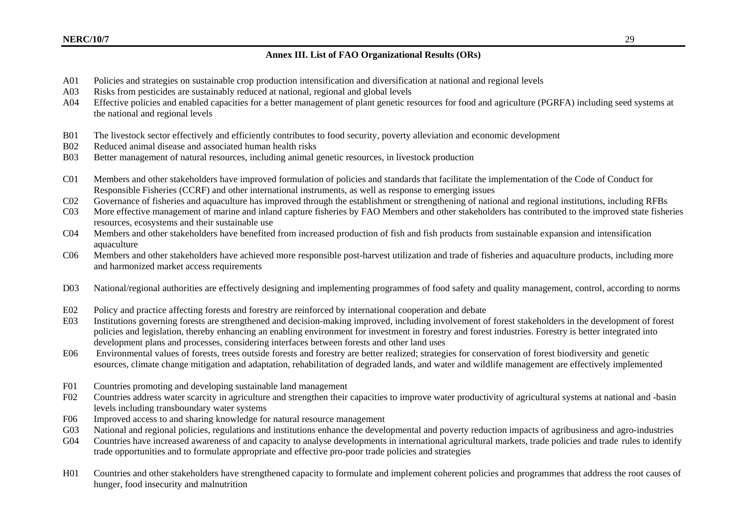## Annex III. List of FAO Organizational Results (ORs)

A01 Policies and strategies on sustainable crop production intensification and diversification at national and regional levels
A03 Risks from pesticides are sustainably reduced at national, regional and global levels
A04 Effective policies and enabled capacities for a better management of plant genetic resources for food and agriculture (PGRFA) including seed systems at the national and regional levels

B01 The livestock sector effectively and efficiently contributes to food security, poverty alleviation and economic development
B02 Reduced animal disease and associated human health risks
B03 Better management of natural resources, including animal genetic resources, in livestock production

C01 Members and other stakeholders have improved formulation of policies and standards that facilitate the implementation of the Code of Conduct for Responsible Fisheries (CCRF) and other international instruments, as well as response to emerging issues
C02 Governance of fisheries and aquaculture has improved through the establishment or strengthening of national and regional institutions, including RFBs
C03 More effective management of marine and inland capture fisheries by FAO Members and other stakeholders has contributed to the improved state fisheries resources, ecosystems and their sustainable use
C04 Members and other stakeholders have benefited from increased production of fish and fish products from sustainable expansion and intensification aquaculture
C06 Members and other stakeholders have achieved more responsible post-harvest utilization and trade of fisheries and aquaculture products, including more and harmonized market access requirements

D03 National/regional authorities are effectively designing and implementing programmes of food safety and quality management, control, according to norms

E02 Policy and practice affecting forests and forestry are reinforced by international cooperation and debate
E03 Institutions governing forests are strengthened and decision-making improved, including involvement of forest stakeholders in the development of forest policies and legislation, thereby enhancing an enabling environment for investment in forestry and forest industries. Forestry is better integrated into development plans and processes, considering interfaces between forests and other land uses
E06 Environmental values of forests, trees outside forests and forestry are better realized; strategies for conservation of forest biodiversity and genetic esources, climate change mitigation and adaptation, rehabilitation of degraded lands, and water and wildlife management are effectively implemented

F01 Countries promoting and developing sustainable land management
F02 Countries address water scarcity in agriculture and strengthen their capacities to improve water productivity of agricultural systems at national and -basin levels including transboundary water systems
F06 Improved access to and sharing knowledge for natural resource management
G03 National and regional policies, regulations and institutions enhance the developmental and poverty reduction impacts of agribusiness and agro-industries
G04 Countries have increased awareness of and capacity to analyse developments in international agricultural markets, trade policies and trade rules to identify trade opportunities and to formulate appropriate and effective pro-poor trade policies and strategies

H01 Countries and other stakeholders have strengthened capacity to formulate and implement coherent policies and programmes that address the root causes of hunger, food insecurity and malnutrition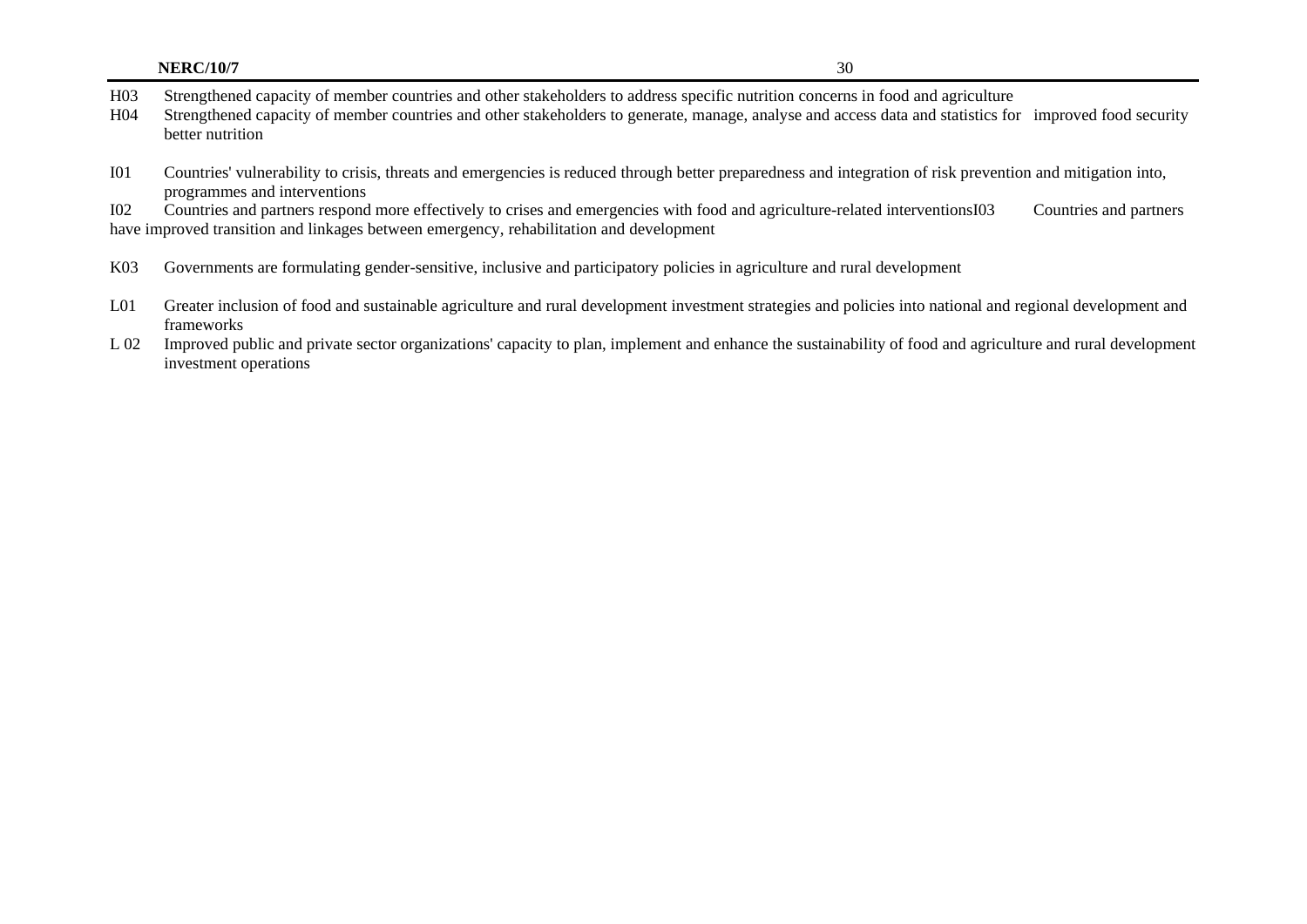H03 Strengthened capacity of member countries and other stakeholders to address specific nutrition concerns in food and agriculture

H04 Strengthened capacity of member countries and other stakeholders to generate, manage, analyse and access data and statistics for improved food security better nutrition

I01 Countries' vulnerability to crisis, threats and emergencies is reduced through better preparedness and integration of risk prevention and mitigation into, programmes and interventions

I02 Countries and partners respond more effectively to crises and emergencies with food and agriculture-related interventionsI03 Countries and partners have improved transition and linkages between emergency, rehabilitation and development

K03 Governments are formulating gender-sensitive, inclusive and participatory policies in agriculture and rural development

L01 Greater inclusion of food and sustainable agriculture and rural development investment strategies and policies into national and regional development and frameworks

L 02 Improved public and private sector organizations' capacity to plan, implement and enhance the sustainability of food and agriculture and rural development investment operations